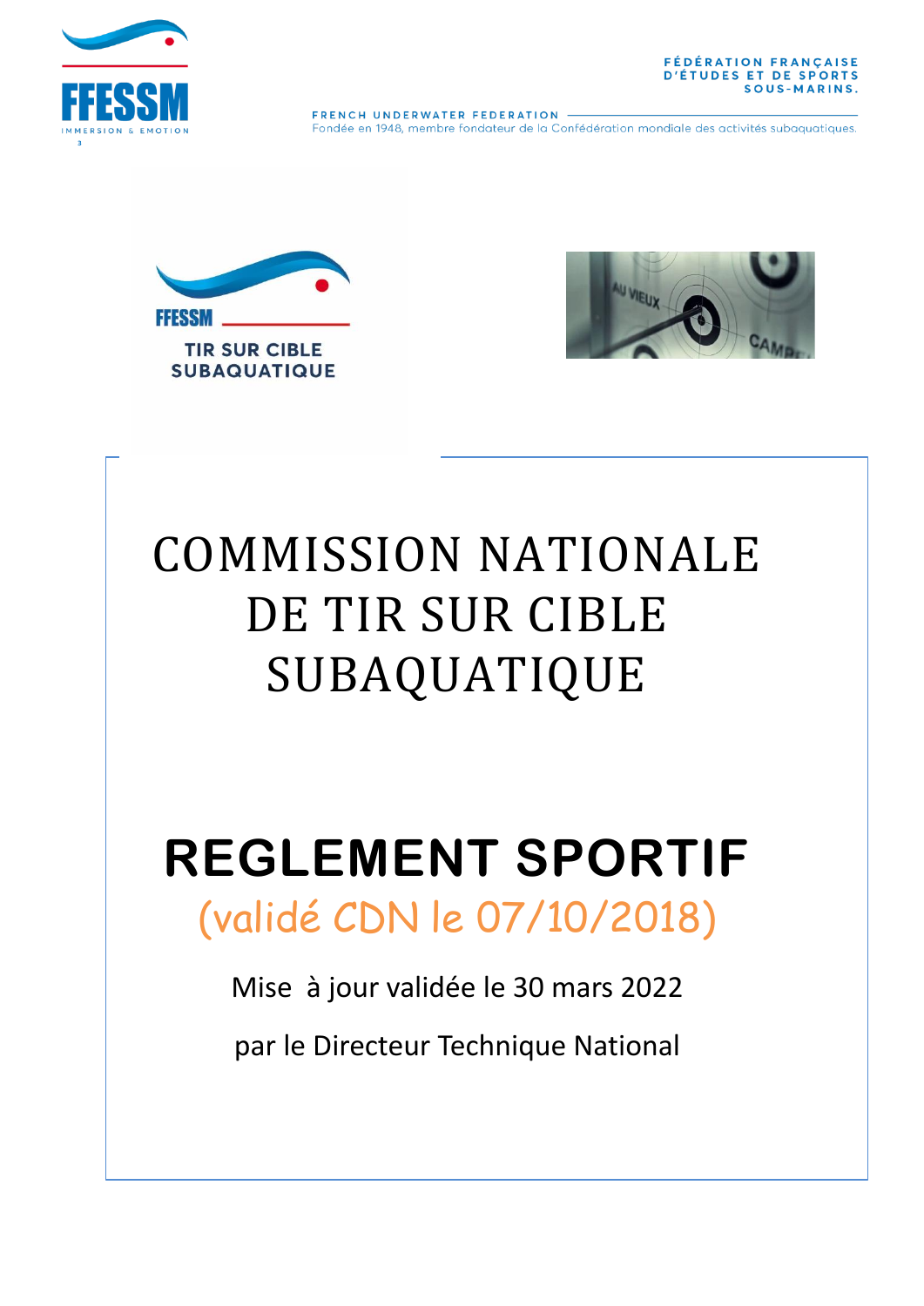FFESSM

IMMERSION & EMOTION

FÉDÉRATION FRANÇAISE D'ÉTUDES ET DE SPORTS SOUS-MARINS.

FRENCH UNDERWATER FEDERATION

Fondée en 1948, membre fondateur de la Confédération mondiale des activités subaquatiques.

FFESSM

TIR SUR CIBLE SUBAQUATIQUE

# COMMISSION NATIONALE DE TIR SUR CIBLE SUBAQUATIQUE

# REGLEMENT SPORTIF

(validé CDN le 07/10/2018)

Mise à jour validée le 30 mars 2022

par le Directeur Technique National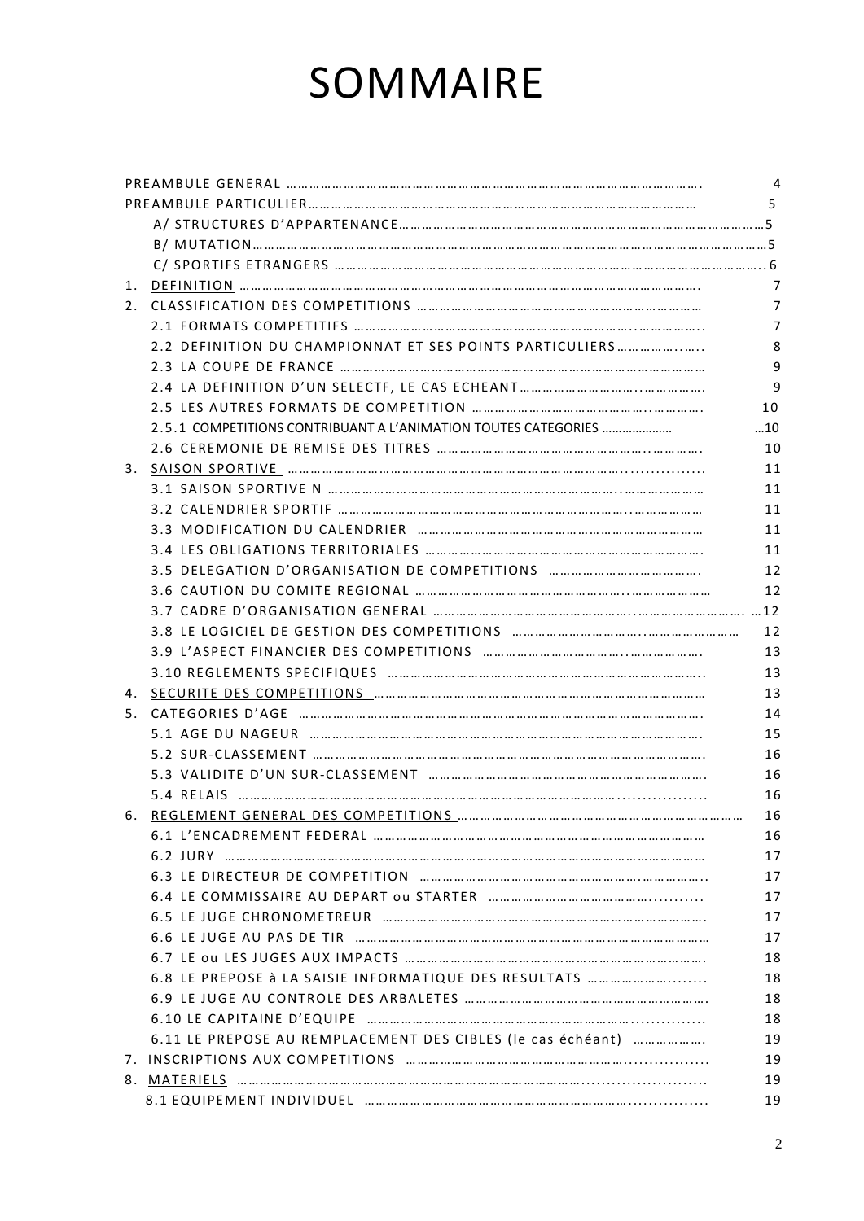# SOMMAIRE

PREAMBULE GENERAL ………………………………………………………………………………………. 4

PREAMBULE PARTICULIER……………………………………………………………………………… 5

A/ STRUCTURES D'APPARTENANCE………………………………………………………………………5

B/ MUTATION…………………………………………………………………………………………………5

C/ SPORTIFS ETRANGERS ………………………………………………………………………………….6

1. DEFINITION ……………………………………………………………………………………………. 7
2. CLASSIFICATION DES COMPETITIONS ……………………………………………………………… 7
   - 2.1 FORMATS COMPETITIFS ……………………………………………………………..…………….. 7
   - 2.2 DEFINITION DU CHAMPIONNAT ET SES POINTS PARTICULIERS……………..….. 8
   - 2.3 LA COUPE DE FRANCE ……………………………………………………………………………… 9
   - 2.4 LA DEFINITION D'UN SELECTF, LE CAS ECHEANT…………………………..……………. 9
   - 2.5 LES AUTRES FORMATS DE COMPETITION ……………………………………..…………. 10
   - 2.5.1 COMPETITIONS CONTRIBUANT A L'ANIMATION TOUTES CATEGORIES ………………… …10
   - 2.6 CEREMONIE DE REMISE DES TITRES ……………………………………………..…………. 10
3. SAISON SPORTIVE ……………………………………………………………………….............. 11
   - 3.1 SAISON SPORTIVE N ………………………………………………………………..………………… 11
   - 3.2 CALENDRIER SPORTIF ………………………………………………………………..……………… 11
   - 3.3 MODIFICATION DU CALENDRIER ……………………………………………………………… 11
   - 3.4 LES OBLIGATIONS TERRITORIALES ……………………………………………………………. 11
   - 3.5 DELEGATION D'ORGANISATION DE COMPETITIONS ……………………………………. 12
   - 3.6 CAUTION DU COMITE REGIONAL …………………………………………..………………… 12
   - 3.7 CADRE D'ORGANISATION GENERAL ………………………………………..……………………. …12
   - 3.8 LE LOGICIEL DE GESTION DES COMPETITIONS …………………………..…………………… 12
   - 3.9 L'ASPECT FINANCIER DES COMPETITIONS ………………………………..………………. 13
   - 3.10 REGLEMENTS SPECIFIQUES ……………………………………………………………………….. 13
4. SECURITE DES COMPETITIONS …………………………………………………………………… 13
5. CATEGORIES D'AGE ……………………………………………………………………………………. 14
   - 5.1 AGE DU NAGEUR ………………………………………………………………………………………. 15
   - 5.2 SUR-CLASSEMENT ……………………………………………………………………………………. 16
   - 5.3 VALIDITE D'UN SUR-CLASSEMENT ……………………………………………………………. 16
   - 5.4 RELAIS ……………………………………………………………………................. 16
6. REGLEMENT GENERAL DES COMPETITIONS ……………………………………………………………… 16
   - 6.1 L'ENCADREMENT FEDERAL ……………………………………………………………………… 16
   - 6.2 JURY ……………………………………………………………………………………………………… 17
   - 6.3 LE DIRECTEUR DE COMPETITION ……………………………………………….…………….. 17
   - 6.4 LE COMMISSAIRE AU DEPART ou STARTER ………………………………….......... 17
   - 6.5 LE JUGE CHRONOMETREUR ……………………………………………………………………. 17
   - 6.6 LE JUGE AU PAS DE TIR ……………………………………………………………………………… 17
   - 6.7 LE ou LES JUGES AUX IMPACTS ………………………………………………………………. 18
   - 6.8 LE PREPOSE à LA SAISIE INFORMATIQUE DES RESULTATS …………………........ 18
   - 6.9 LE JUGE AU CONTROLE DES ARBALETES ………………………………………………………. 18
   - 6.10 LE CAPITAINE D'EQUIPE …………………………………………………………............. 18
   - 6.11 LE PREPOSE AU REMPLACEMENT DES CIBLES (le cas échéant) ………………. 19
7. INSCRIPTIONS AUX COMPETITIONS ……………………………………………............... 19
8. MATERIELS ……………………………………………………………………........................ 19
   - 8.1 EQUIPEMENT INDIVIDUEL …………………………………………………………............... 19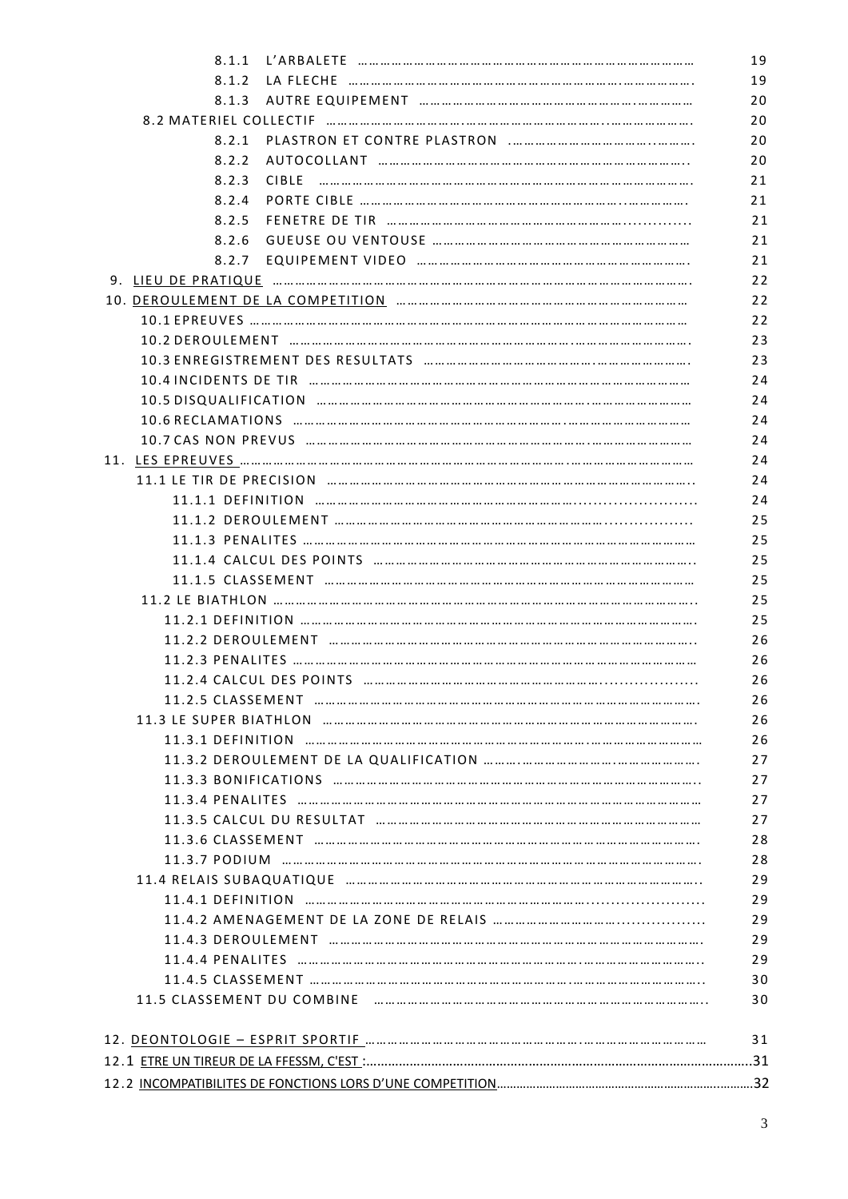8.1.1 L'ARBALETE …………………………………………………………………………… 19
8.1.2 LA FLECHE ………………………………………………………………………… 19
8.1.3 AUTRE EQUIPEMENT ……………………………………………………………… 20
8.2 MATERIEL COLLECTIF ……………………………………………………………………… 20
8.2.1 PLASTRON ET CONTRE PLASTRON …………………………………………… 20
8.2.2 AUTOCOLLANT …………………………………………………………………… 20
8.2.3 CIBLE ………………………………………………………………………………… 21
8.2.4 PORTE CIBLE ……………………………………………………………………… 21
8.2.5 FENETRE DE TIR ………………………………………………………………… 21
8.2.6 GUEUSE OU VENTOUSE ………………………………………………………… 21
8.2.7 EQUIPEMENT VIDEO …………………………………………………………… 21

9. <u>LIEU DE PRATIQUE</u> ……………………………………………………………………………… 22

10. <u>DEROULEMENT DE LA COMPETITION</u> ……………………………………………………… 22
10.1 EPREUVES ………………………………………………………………………………………… 22
10.2 DEROULEMENT ………………………………………………………………………………… 23
10.3 ENREGISTREMENT DES RESULTATS ……………………………………………………… 23
10.4 INCIDENTS DE TIR …………………………………………………………………………… 24
10.5 DISQUALIFICATION …………………………………………………………………………… 24
10.6 RECLAMATIONS ………………………………………………………………………………… 24
10.7 CAS NON PREVUS ……………………………………………………………………………… 24

11. <u>LES EPREUVES</u> ………………………………………………………………………………… 24
11.1 LE TIR DE PRECISION ………………………………………………………………………… 24
11.1.1 DEFINITION ………………………………………………………………………… 24
11.1.2 DEROULEMENT …………………………………………………………………… 25
11.1.3 PENALITES ………………………………………………………………………… 25
11.1.4 CALCUL DES POINTS …………………………………………………………… 25
11.1.5 CLASSEMENT ……………………………………………………………………… 25
11.2 LE BIATHLON …………………………………………………………………………………… 25
11.2.1 DEFINITION ………………………………………………………………………… 25
11.2.2 DEROULEMENT …………………………………………………………………… 26
11.2.3 PENALITES ………………………………………………………………………… 26
11.2.4 CALCUL DES POINTS …………………………………………………………… 26
11.2.5 CLASSEMENT ……………………………………………………………………… 26
11.3 LE SUPER BIATHLON ………………………………………………………………………… 26
11.3.1 DEFINITION ………………………………………………………………………… 26
11.3.2 DEROULEMENT DE LA QUALIFICATION ……………………………………… 27
11.3.3 BONIFICATIONS …………………………………………………………………… 27
11.3.4 PENALITES ………………………………………………………………………… 27
11.3.5 CALCUL DU RESULTAT ………………………………………………………… 27
11.3.6 CLASSEMENT ……………………………………………………………………… 28
11.3.7 PODIUM ……………………………………………………………………………… 28
11.4 RELAIS SUBAQUATIQUE …………………………………………………………………… 29
11.4.1 DEFINITION ………………………………………………………………………… 29
11.4.2 AMENAGEMENT DE LA ZONE DE RELAIS …………………………………… 29
11.4.3 DEROULEMENT …………………………………………………………………… 29
11.4.4 PENALITES ………………………………………………………………………… 29
11.4.5 CLASSEMENT ……………………………………………………………………… 30
11.5 CLASSEMENT DU COMBINE ……………………………………………………………… 30

12. <u>DEONTOLOGIE – ESPRIT SPORTIF</u> …………………………………………………………… 31
12.1 <u>ETRE UN TIREUR DE LA FFESSM, C'EST</u> :………………………………………………… 31
12.2 <u>INCOMPATIBILITES DE FONCTIONS LORS D'UNE COMPETITION</u>…………………… 32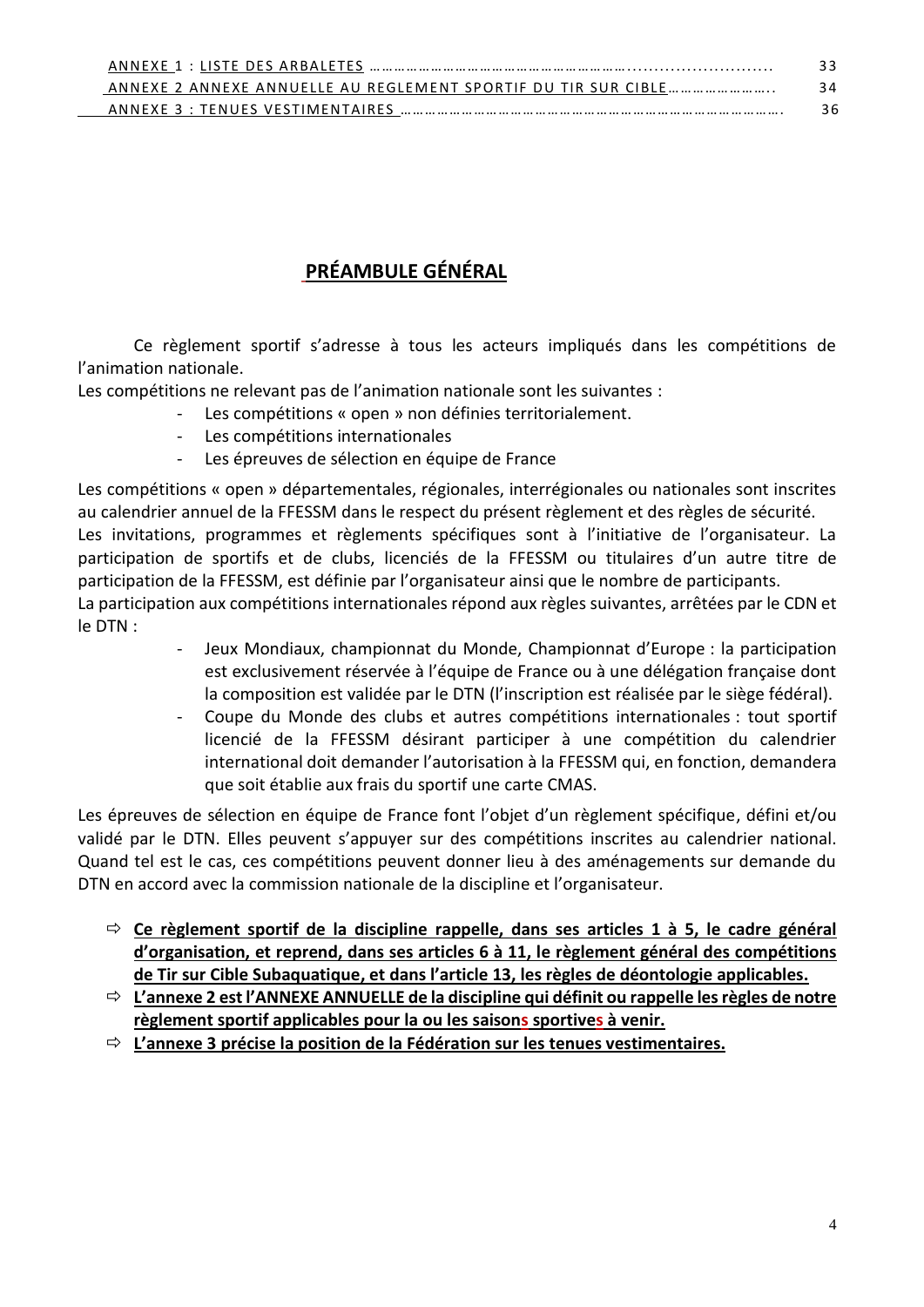| | |
|---|---|
| ANNEXE 1 : LISTE DES ARBALETES ……………………………………………………………........................... | 33 |
| ANNEXE 2 ANNEXE ANNUELLE AU REGLEMENT SPORTIF DU TIR SUR CIBLE………………….. | 34 |
| ANNEXE 3 : TENUES VESTIMENTAIRES …………………………………………………………………………. | 36 |

# PRÉAMBULE GÉNÉRAL

Ce règlement sportif s'adresse à tous les acteurs impliqués dans les compétitions de l'animation nationale.

Les compétitions ne relevant pas de l'animation nationale sont les suivantes :

- Les compétitions « open » non définies territorialement.
- Les compétitions internationales
- Les épreuves de sélection en équipe de France

Les compétitions « open » départementales, régionales, interrégionales ou nationales sont inscrites au calendrier annuel de la FFESSM dans le respect du présent règlement et des règles de sécurité.

Les invitations, programmes et règlements spécifiques sont à l'initiative de l'organisateur. La participation de sportifs et de clubs, licenciés de la FFESSM ou titulaires d'un autre titre de participation de la FFESSM, est définie par l'organisateur ainsi que le nombre de participants.

La participation aux compétitions internationales répond aux règles suivantes, arrêtées par le CDN et le DTN :

- Jeux Mondiaux, championnat du Monde, Championnat d'Europe : la participation est exclusivement réservée à l'équipe de France ou à une délégation française dont la composition est validée par le DTN (l'inscription est réalisée par le siège fédéral).
- Coupe du Monde des clubs et autres compétitions internationales : tout sportif licencié de la FFESSM désirant participer à une compétition du calendrier international doit demander l'autorisation à la FFESSM qui, en fonction, demandera que soit établie aux frais du sportif une carte CMAS.

Les épreuves de sélection en équipe de France font l'objet d'un règlement spécifique, défini et/ou validé par le DTN. Elles peuvent s'appuyer sur des compétitions inscrites au calendrier national. Quand tel est le cas, ces compétitions peuvent donner lieu à des aménagements sur demande du DTN en accord avec la commission nationale de la discipline et l'organisateur.

- ⇨ **Ce règlement sportif de la discipline rappelle, dans ses articles 1 à 5, le cadre général d'organisation, et reprend, dans ses articles 6 à 11, le règlement général des compétitions de Tir sur Cible Subaquatique, et dans l'article 13, les règles de déontologie applicables.**
- ⇨ **L'annexe 2 est l'ANNEXE ANNUELLE de la discipline qui définit ou rappelle les règles de notre règlement sportif applicables pour la ou les saisons sportives à venir.**
- ⇨ **L'annexe 3 précise la position de la Fédération sur les tenues vestimentaires.**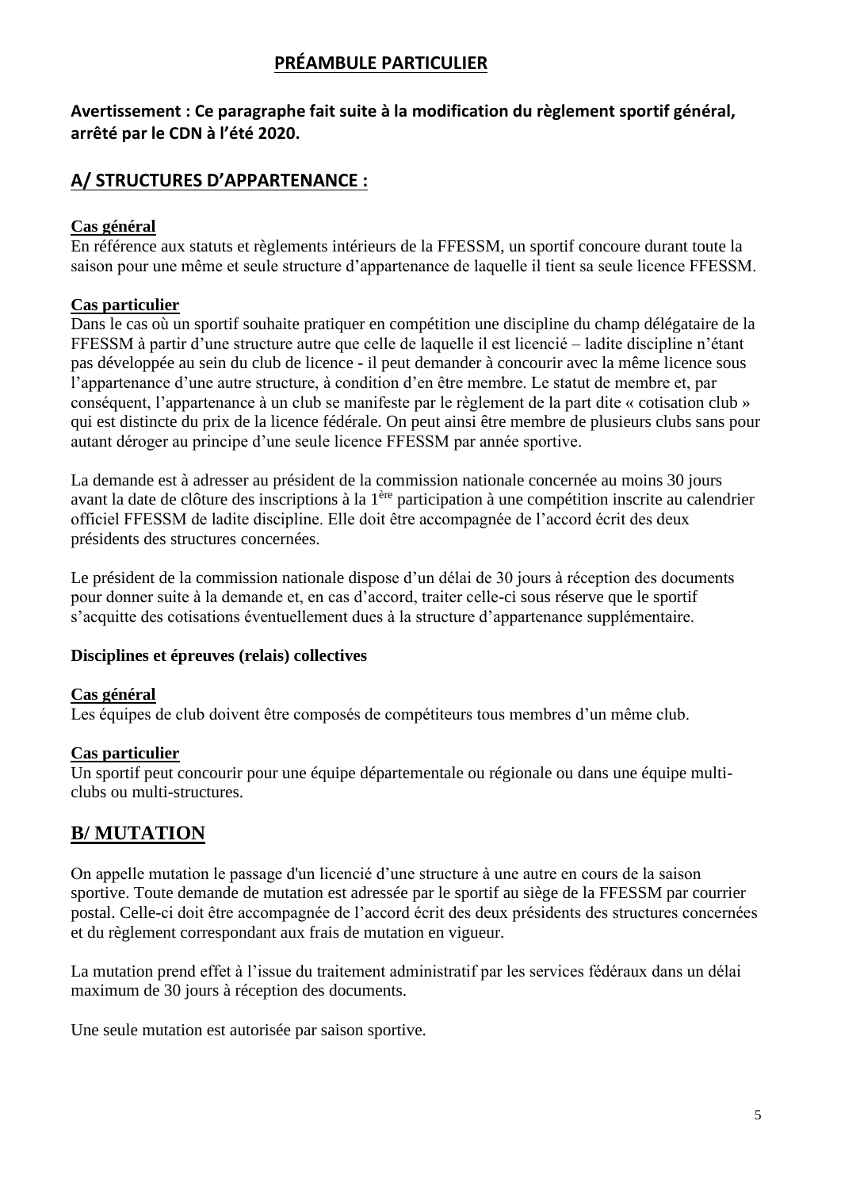# PRÉAMBULE PARTICULIER

**Avertissement : Ce paragraphe fait suite à la modification du règlement sportif général, arrêté par le CDN à l'été 2020.**

## A/ STRUCTURES D'APPARTENANCE :

**Cas général**

En référence aux statuts et règlements intérieurs de la FFESSM, un sportif concoure durant toute la saison pour une même et seule structure d'appartenance de laquelle il tient sa seule licence FFESSM.

**Cas particulier**

Dans le cas où un sportif souhaite pratiquer en compétition une discipline du champ délégataire de la FFESSM à partir d'une structure autre que celle de laquelle il est licencié – ladite discipline n'étant pas développée au sein du club de licence - il peut demander à concourir avec la même licence sous l'appartenance d'une autre structure, à condition d'en être membre. Le statut de membre et, par conséquent, l'appartenance à un club se manifeste par le règlement de la part dite « cotisation club » qui est distincte du prix de la licence fédérale. On peut ainsi être membre de plusieurs clubs sans pour autant déroger au principe d'une seule licence FFESSM par année sportive.

La demande est à adresser au président de la commission nationale concernée au moins 30 jours avant la date de clôture des inscriptions à la 1ère participation à une compétition inscrite au calendrier officiel FFESSM de ladite discipline. Elle doit être accompagnée de l'accord écrit des deux présidents des structures concernées.

Le président de la commission nationale dispose d'un délai de 30 jours à réception des documents pour donner suite à la demande et, en cas d'accord, traiter celle-ci sous réserve que le sportif s'acquitte des cotisations éventuellement dues à la structure d'appartenance supplémentaire.

**Disciplines et épreuves (relais) collectives**

**Cas général**

Les équipes de club doivent être composés de compétiteurs tous membres d'un même club.

**Cas particulier**

Un sportif peut concourir pour une équipe départementale ou régionale ou dans une équipe multi-clubs ou multi-structures.

## B/ MUTATION

On appelle mutation le passage d'un licencié d'une structure à une autre en cours de la saison sportive. Toute demande de mutation est adressée par le sportif au siège de la FFESSM par courrier postal. Celle-ci doit être accompagnée de l'accord écrit des deux présidents des structures concernées et du règlement correspondant aux frais de mutation en vigueur.

La mutation prend effet à l'issue du traitement administratif par les services fédéraux dans un délai maximum de 30 jours à réception des documents.

Une seule mutation est autorisée par saison sportive.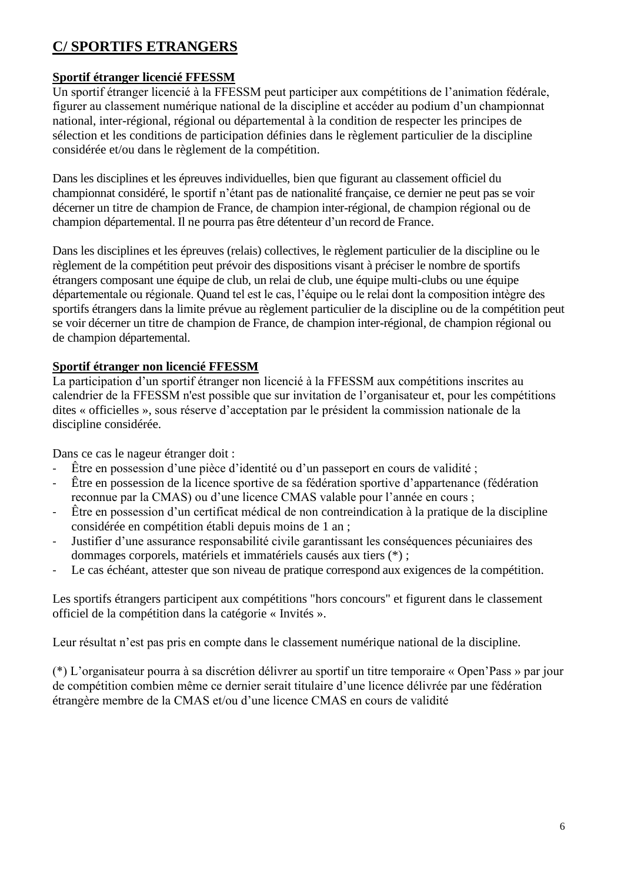## C/ SPORTIFS ETRANGERS

**Sportif étranger licencié FFESSM**

Un sportif étranger licencié à la FFESSM peut participer aux compétitions de l'animation fédérale, figurer au classement numérique national de la discipline et accéder au podium d'un championnat national, inter-régional, régional ou départemental à la condition de respecter les principes de sélection et les conditions de participation définies dans le règlement particulier de la discipline considérée et/ou dans le règlement de la compétition.

Dans les disciplines et les épreuves individuelles, bien que figurant au classement officiel du championnat considéré, le sportif n'étant pas de nationalité française, ce dernier ne peut pas se voir décerner un titre de champion de France, de champion inter-régional, de champion régional ou de champion départemental. Il ne pourra pas être détenteur d'un record de France.

Dans les disciplines et les épreuves (relais) collectives, le règlement particulier de la discipline ou le règlement de la compétition peut prévoir des dispositions visant à préciser le nombre de sportifs étrangers composant une équipe de club, un relai de club, une équipe multi-clubs ou une équipe départementale ou régionale. Quand tel est le cas, l'équipe ou le relai dont la composition intègre des sportifs étrangers dans la limite prévue au règlement particulier de la discipline ou de la compétition peut se voir décerner un titre de champion de France, de champion inter-régional, de champion régional ou de champion départemental.

**Sportif étranger non licencié FFESSM**

La participation d'un sportif étranger non licencié à la FFESSM aux compétitions inscrites au calendrier de la FFESSM n'est possible que sur invitation de l'organisateur et, pour les compétitions dites « officielles », sous réserve d'acceptation par le président la commission nationale de la discipline considérée.

Dans ce cas le nageur étranger doit :

- Être en possession d'une pièce d'identité ou d'un passeport en cours de validité ;
- Être en possession de la licence sportive de sa fédération sportive d'appartenance (fédération reconnue par la CMAS) ou d'une licence CMAS valable pour l'année en cours ;
- Être en possession d'un certificat médical de non contreindication à la pratique de la discipline considérée en compétition établi depuis moins de 1 an ;
- Justifier d'une assurance responsabilité civile garantissant les conséquences pécuniaires des dommages corporels, matériels et immatériels causés aux tiers (*) ;
- Le cas échéant, attester que son niveau de pratique correspond aux exigences de la compétition.

Les sportifs étrangers participent aux compétitions "hors concours" et figurent dans le classement officiel de la compétition dans la catégorie « Invités ».

Leur résultat n'est pas pris en compte dans le classement numérique national de la discipline.

(*) L'organisateur pourra à sa discrétion délivrer au sportif un titre temporaire « Open'Pass » par jour de compétition combien même ce dernier serait titulaire d'une licence délivrée par une fédération étrangère membre de la CMAS et/ou d'une licence CMAS en cours de validité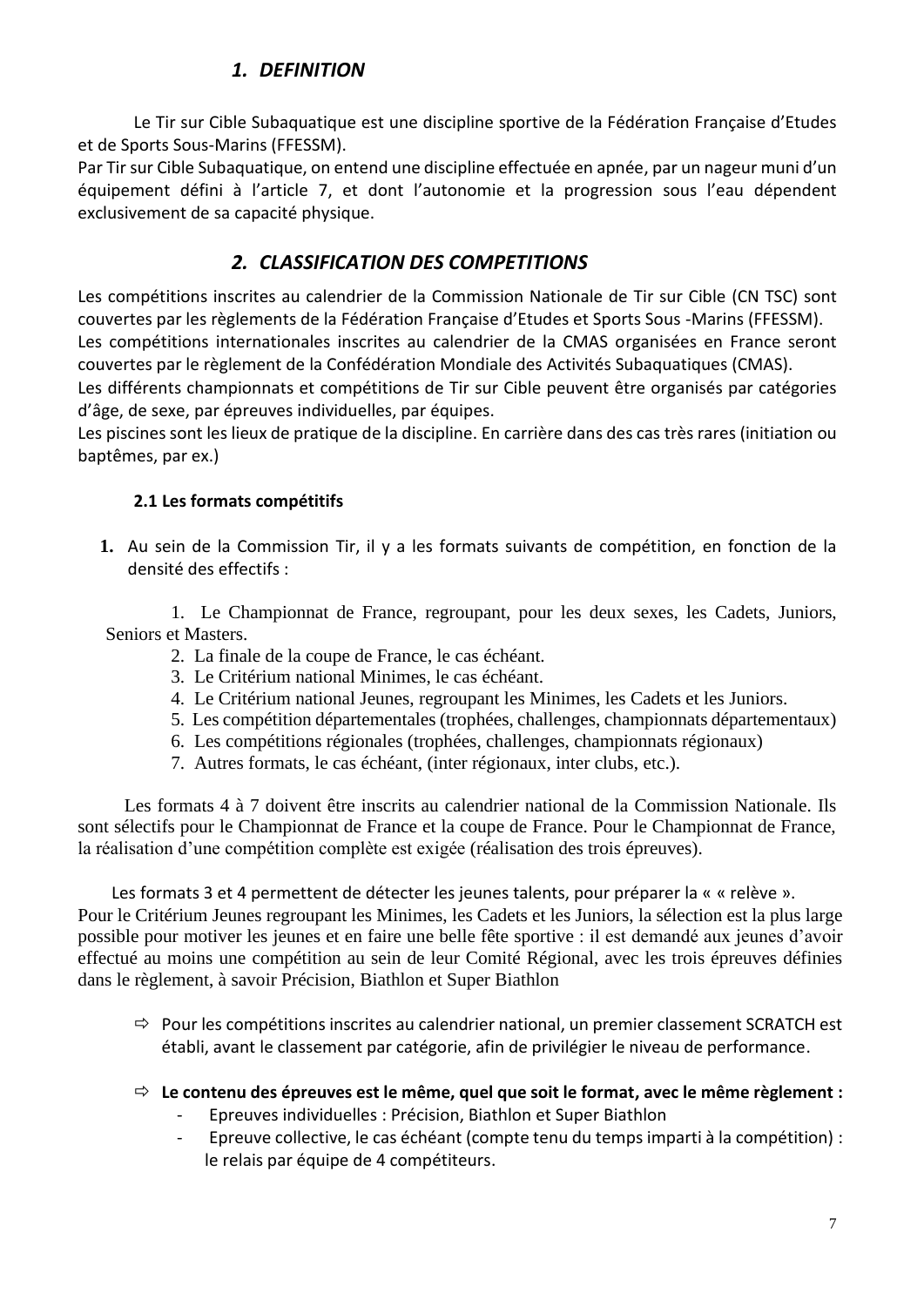## *1. DEFINITION*

Le Tir sur Cible Subaquatique est une discipline sportive de la Fédération Française d'Etudes et de Sports Sous-Marins (FFESSM).
Par Tir sur Cible Subaquatique, on entend une discipline effectuée en apnée, par un nageur muni d'un équipement défini à l'article 7, et dont l'autonomie et la progression sous l'eau dépendent exclusivement de sa capacité physique.

## *2. CLASSIFICATION DES COMPETITIONS*

Les compétitions inscrites au calendrier de la Commission Nationale de Tir sur Cible (CN TSC) sont couvertes par les règlements de la Fédération Française d'Etudes et Sports Sous -Marins (FFESSM).
Les compétitions internationales inscrites au calendrier de la CMAS organisées en France seront couvertes par le règlement de la Confédération Mondiale des Activités Subaquatiques (CMAS).
Les différents championnats et compétitions de Tir sur Cible peuvent être organisés par catégories d'âge, de sexe, par épreuves individuelles, par équipes.
Les piscines sont les lieux de pratique de la discipline. En carrière dans des cas très rares (initiation ou baptêmes, par ex.)

### 2.1 Les formats compétitifs

**1.** Au sein de la Commission Tir, il y a les formats suivants de compétition, en fonction de la densité des effectifs :

1. Le Championnat de France, regroupant, pour les deux sexes, les Cadets, Juniors, Seniors et Masters.
2. La finale de la coupe de France, le cas échéant.
3. Le Critérium national Minimes, le cas échéant.
4. Le Critérium national Jeunes, regroupant les Minimes, les Cadets et les Juniors.
5. Les compétition départementales (trophées, challenges, championnats départementaux)
6. Les compétitions régionales (trophées, challenges, championnats régionaux)
7. Autres formats, le cas échéant, (inter régionaux, inter clubs, etc.).

Les formats 4 à 7 doivent être inscrits au calendrier national de la Commission Nationale. Ils sont sélectifs pour le Championnat de France et la coupe de France. Pour le Championnat de France, la réalisation d'une compétition complète est exigée (réalisation des trois épreuves).

Les formats 3 et 4 permettent de détecter les jeunes talents, pour préparer la « « relève ».
Pour le Critérium Jeunes regroupant les Minimes, les Cadets et les Juniors, la sélection est la plus large possible pour motiver les jeunes et en faire une belle fête sportive : il est demandé aux jeunes d'avoir effectué au moins une compétition au sein de leur Comité Régional, avec les trois épreuves définies dans le règlement, à savoir Précision, Biathlon et Super Biathlon

- ⇨ Pour les compétitions inscrites au calendrier national, un premier classement SCRATCH est établi, avant le classement par catégorie, afin de privilégier le niveau de performance.

- ⇨ **Le contenu des épreuves est le même, quel que soit le format, avec le même règlement :**
  - Epreuves individuelles : Précision, Biathlon et Super Biathlon
  - Epreuve collective, le cas échéant (compte tenu du temps imparti à la compétition) : le relais par équipe de 4 compétiteurs.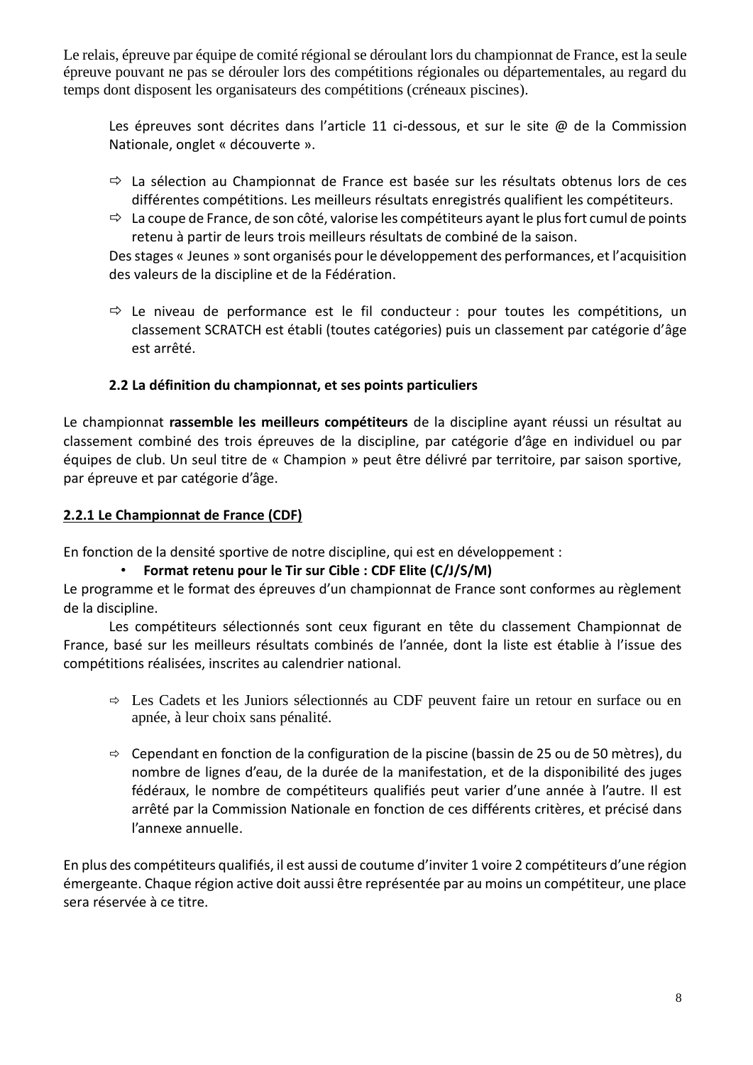Le relais, épreuve par équipe de comité régional se déroulant lors du championnat de France, est la seule épreuve pouvant ne pas se dérouler lors des compétitions régionales ou départementales, au regard du temps dont disposent les organisateurs des compétitions (créneaux piscines).

Les épreuves sont décrites dans l'article 11 ci-dessous, et sur le site @ de la Commission Nationale, onglet « découverte ».

- ⇨ La sélection au Championnat de France est basée sur les résultats obtenus lors de ces différentes compétitions. Les meilleurs résultats enregistrés qualifient les compétiteurs.
- ⇨ La coupe de France, de son côté, valorise les compétiteurs ayant le plus fort cumul de points retenu à partir de leurs trois meilleurs résultats de combiné de la saison.

Des stages « Jeunes » sont organisés pour le développement des performances, et l'acquisition des valeurs de la discipline et de la Fédération.

- ⇨ Le niveau de performance est le fil conducteur : pour toutes les compétitions, un classement SCRATCH est établi (toutes catégories) puis un classement par catégorie d'âge est arrêté.

### 2.2 La définition du championnat, et ses points particuliers

Le championnat **rassemble les meilleurs compétiteurs** de la discipline ayant réussi un résultat au classement combiné des trois épreuves de la discipline, par catégorie d'âge en individuel ou par équipes de club. Un seul titre de « Champion » peut être délivré par territoire, par saison sportive, par épreuve et par catégorie d'âge.

#### 2.2.1 Le Championnat de France (CDF)

En fonction de la densité sportive de notre discipline, qui est en développement :

- **Format retenu pour le Tir sur Cible : CDF Elite (C/J/S/M)**

Le programme et le format des épreuves d'un championnat de France sont conformes au règlement de la discipline.

Les compétiteurs sélectionnés sont ceux figurant en tête du classement Championnat de France, basé sur les meilleurs résultats combinés de l'année, dont la liste est établie à l'issue des compétitions réalisées, inscrites au calendrier national.

- ⇨ Les Cadets et les Juniors sélectionnés au CDF peuvent faire un retour en surface ou en apnée, à leur choix sans pénalité.
- ⇨ Cependant en fonction de la configuration de la piscine (bassin de 25 ou de 50 mètres), du nombre de lignes d'eau, de la durée de la manifestation, et de la disponibilité des juges fédéraux, le nombre de compétiteurs qualifiés peut varier d'une année à l'autre. Il est arrêté par la Commission Nationale en fonction de ces différents critères, et précisé dans l'annexe annuelle.

En plus des compétiteurs qualifiés, il est aussi de coutume d'inviter 1 voire 2 compétiteurs d'une région émergeante. Chaque région active doit aussi être représentée par au moins un compétiteur, une place sera réservée à ce titre.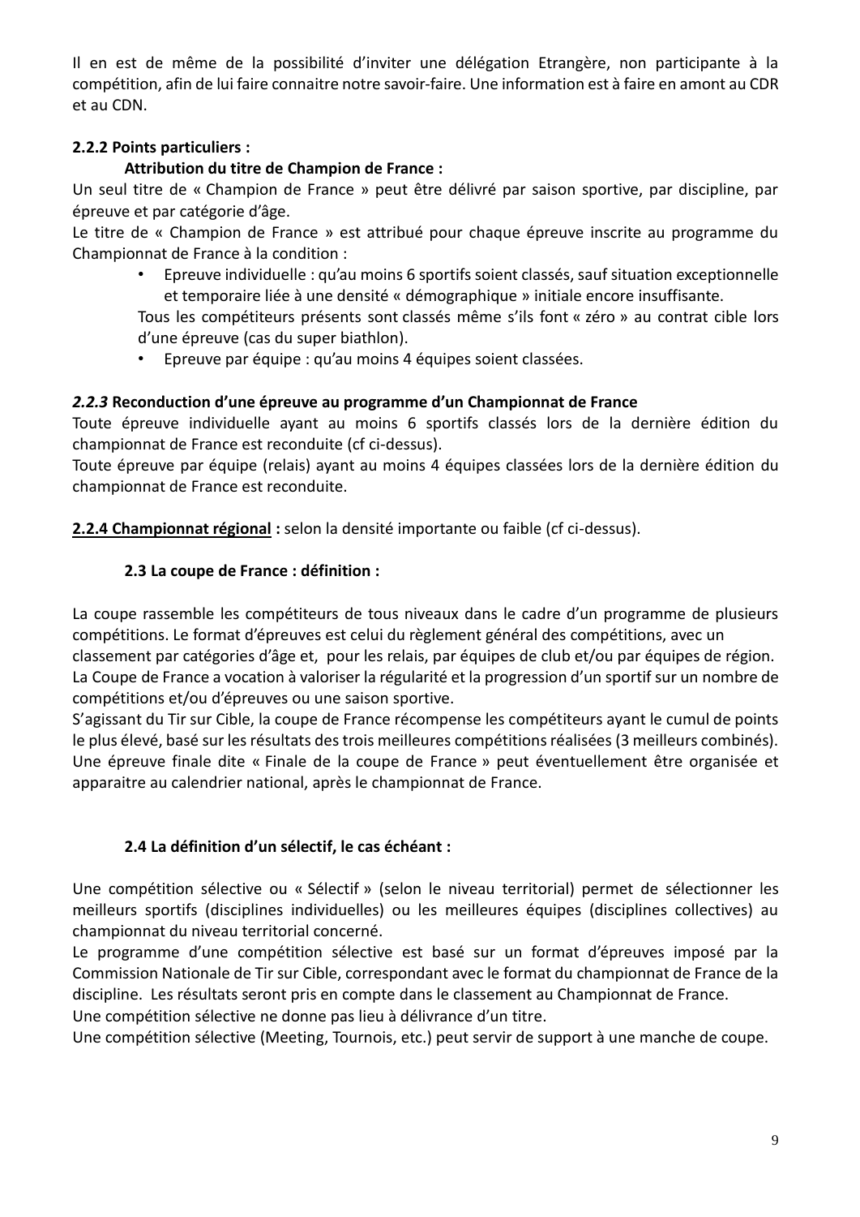Il en est de même de la possibilité d'inviter une délégation Etrangère, non participante à la compétition, afin de lui faire connaitre notre savoir-faire. Une information est à faire en amont au CDR et au CDN.

**2.2.2 Points particuliers :**

**Attribution du titre de Champion de France :**

Un seul titre de « Champion de France » peut être délivré par saison sportive, par discipline, par épreuve et par catégorie d'âge.

Le titre de « Champion de France » est attribué pour chaque épreuve inscrite au programme du Championnat de France à la condition :

- Epreuve individuelle : qu'au moins 6 sportifs soient classés, sauf situation exceptionnelle et temporaire liée à une densité « démographique » initiale encore insuffisante.

  Tous les compétiteurs présents sont classés même s'ils font « zéro » au contrat cible lors d'une épreuve (cas du super biathlon).

- Epreuve par équipe : qu'au moins 4 équipes soient classées.

***2.2.3* Reconduction d'une épreuve au programme d'un Championnat de France**

Toute épreuve individuelle ayant au moins 6 sportifs classés lors de la dernière édition du championnat de France est reconduite (cf ci-dessus).

Toute épreuve par équipe (relais) ayant au moins 4 équipes classées lors de la dernière édition du championnat de France est reconduite.

**2.2.4 Championnat régional :** selon la densité importante ou faible (cf ci-dessus).

**2.3 La coupe de France : définition :**

La coupe rassemble les compétiteurs de tous niveaux dans le cadre d'un programme de plusieurs compétitions. Le format d'épreuves est celui du règlement général des compétitions, avec un classement par catégories d'âge et, pour les relais, par équipes de club et/ou par équipes de région.

La Coupe de France a vocation à valoriser la régularité et la progression d'un sportif sur un nombre de compétitions et/ou d'épreuves ou une saison sportive.

S'agissant du Tir sur Cible, la coupe de France récompense les compétiteurs ayant le cumul de points le plus élevé, basé sur les résultats des trois meilleures compétitions réalisées (3 meilleurs combinés). Une épreuve finale dite « Finale de la coupe de France » peut éventuellement être organisée et apparaitre au calendrier national, après le championnat de France.

**2.4 La définition d'un sélectif, le cas échéant :**

Une compétition sélective ou « Sélectif » (selon le niveau territorial) permet de sélectionner les meilleurs sportifs (disciplines individuelles) ou les meilleures équipes (disciplines collectives) au championnat du niveau territorial concerné.

Le programme d'une compétition sélective est basé sur un format d'épreuves imposé par la Commission Nationale de Tir sur Cible, correspondant avec le format du championnat de France de la discipline. Les résultats seront pris en compte dans le classement au Championnat de France.

Une compétition sélective ne donne pas lieu à délivrance d'un titre.

Une compétition sélective (Meeting, Tournois, etc.) peut servir de support à une manche de coupe.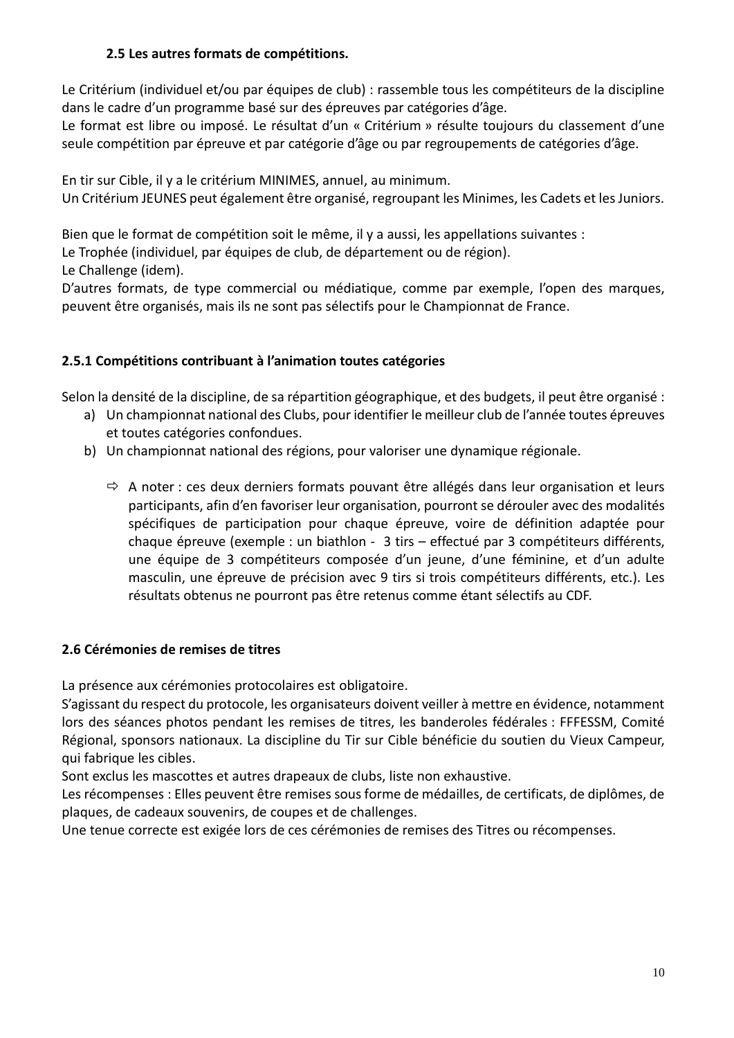### 2.5 Les autres formats de compétitions.

Le Critérium (individuel et/ou par équipes de club) : rassemble tous les compétiteurs de la discipline dans le cadre d'un programme basé sur des épreuves par catégories d'âge.
Le format est libre ou imposé. Le résultat d'un « Critérium » résulte toujours du classement d'une seule compétition par épreuve et par catégorie d'âge ou par regroupements de catégories d'âge.

En tir sur Cible, il y a le critérium MINIMES, annuel, au minimum.
Un Critérium JEUNES peut également être organisé, regroupant les Minimes, les Cadets et les Juniors.

Bien que le format de compétition soit le même, il y a aussi, les appellations suivantes :
Le Trophée (individuel, par équipes de club, de département ou de région).
Le Challenge (idem).
D'autres formats, de type commercial ou médiatique, comme par exemple, l'open des marques, peuvent être organisés, mais ils ne sont pas sélectifs pour le Championnat de France.

### 2.5.1 Compétitions contribuant à l'animation toutes catégories

Selon la densité de la discipline, de sa répartition géographique, et des budgets, il peut être organisé :

a) Un championnat national des Clubs, pour identifier le meilleur club de l'année toutes épreuves et toutes catégories confondues.
b) Un championnat national des régions, pour valoriser une dynamique régionale.

- ⇨ A noter : ces deux derniers formats pouvant être allégés dans leur organisation et leurs participants, afin d'en favoriser leur organisation, pourront se dérouler avec des modalités spécifiques de participation pour chaque épreuve, voire de définition adaptée pour chaque épreuve (exemple : un biathlon - 3 tirs – effectué par 3 compétiteurs différents, une équipe de 3 compétiteurs composée d'un jeune, d'une féminine, et d'un adulte masculin, une épreuve de précision avec 9 tirs si trois compétiteurs différents, etc.). Les résultats obtenus ne pourront pas être retenus comme étant sélectifs au CDF.

### 2.6 Cérémonies de remises de titres

La présence aux cérémonies protocolaires est obligatoire.
S'agissant du respect du protocole, les organisateurs doivent veiller à mettre en évidence, notamment lors des séances photos pendant les remises de titres, les banderoles fédérales : FFFESSM, Comité Régional, sponsors nationaux. La discipline du Tir sur Cible bénéficie du soutien du Vieux Campeur, qui fabrique les cibles.
Sont exclus les mascottes et autres drapeaux de clubs, liste non exhaustive.
Les récompenses : Elles peuvent être remises sous forme de médailles, de certificats, de diplômes, de plaques, de cadeaux souvenirs, de coupes et de challenges.
Une tenue correcte est exigée lors de ces cérémonies de remises des Titres ou récompenses.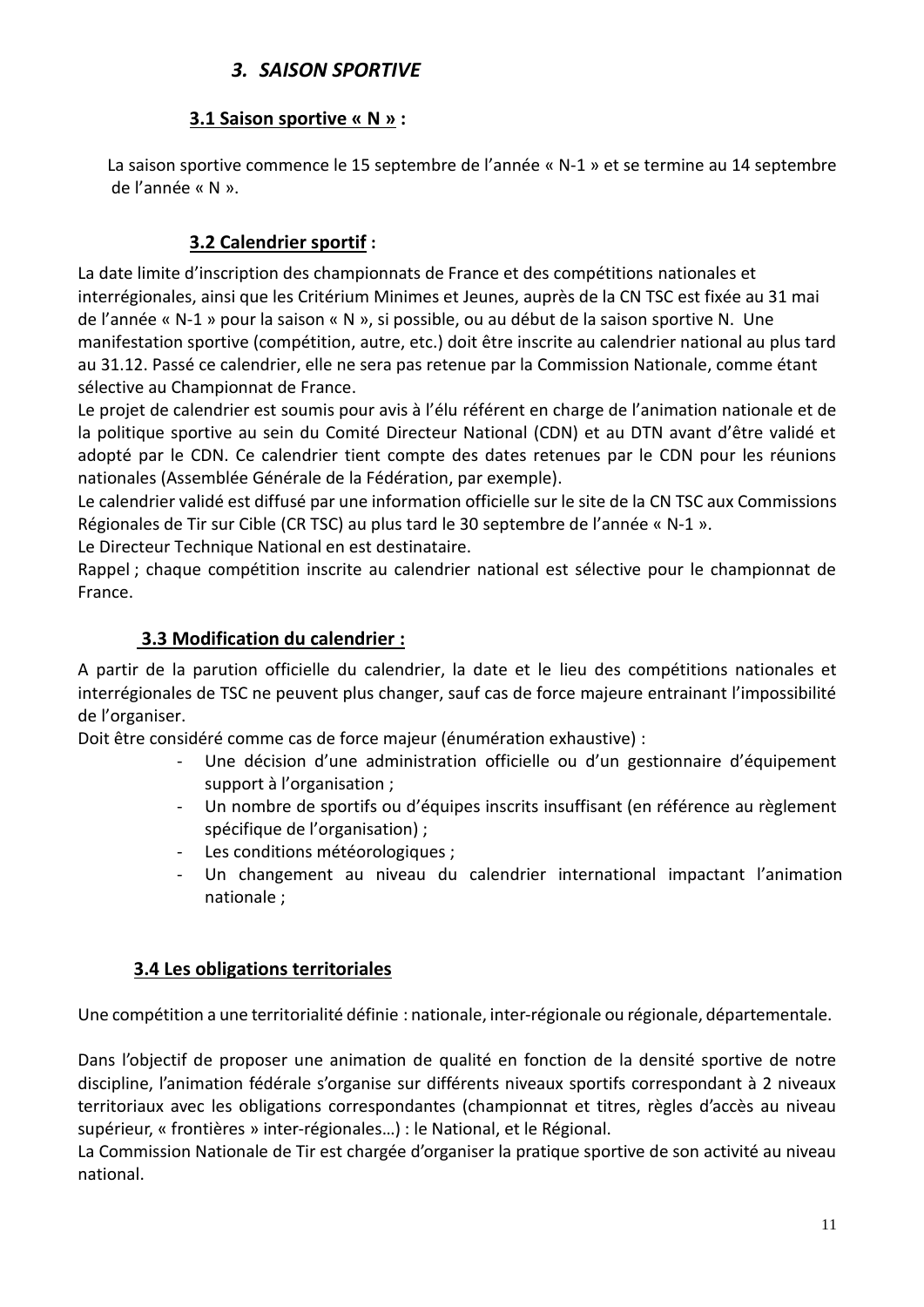## *3. SAISON SPORTIVE*

### 3.1 Saison sportive « N » :

La saison sportive commence le 15 septembre de l'année « N-1 » et se termine au 14 septembre de l'année « N ».

### 3.2 Calendrier sportif :

La date limite d'inscription des championnats de France et des compétitions nationales et interrégionales, ainsi que les Critérium Minimes et Jeunes, auprès de la CN TSC est fixée au 31 mai de l'année « N-1 » pour la saison « N », si possible, ou au début de la saison sportive N. Une manifestation sportive (compétition, autre, etc.) doit être inscrite au calendrier national au plus tard au 31.12. Passé ce calendrier, elle ne sera pas retenue par la Commission Nationale, comme étant sélective au Championnat de France.

Le projet de calendrier est soumis pour avis à l'élu référent en charge de l'animation nationale et de la politique sportive au sein du Comité Directeur National (CDN) et au DTN avant d'être validé et adopté par le CDN. Ce calendrier tient compte des dates retenues par le CDN pour les réunions nationales (Assemblée Générale de la Fédération, par exemple).

Le calendrier validé est diffusé par une information officielle sur le site de la CN TSC aux Commissions Régionales de Tir sur Cible (CR TSC) au plus tard le 30 septembre de l'année « N-1 ».

Le Directeur Technique National en est destinataire.

Rappel ; chaque compétition inscrite au calendrier national est sélective pour le championnat de France.

### 3.3 Modification du calendrier :

A partir de la parution officielle du calendrier, la date et le lieu des compétitions nationales et interrégionales de TSC ne peuvent plus changer, sauf cas de force majeure entrainant l'impossibilité de l'organiser.

Doit être considéré comme cas de force majeur (énumération exhaustive) :

- Une décision d'une administration officielle ou d'un gestionnaire d'équipement support à l'organisation ;
- Un nombre de sportifs ou d'équipes inscrits insuffisant (en référence au règlement spécifique de l'organisation) ;
- Les conditions météorologiques ;
- Un changement au niveau du calendrier international impactant l'animation nationale ;

### 3.4 Les obligations territoriales

Une compétition a une territorialité définie : nationale, inter-régionale ou régionale, départementale.

Dans l'objectif de proposer une animation de qualité en fonction de la densité sportive de notre discipline, l'animation fédérale s'organise sur différents niveaux sportifs correspondant à 2 niveaux territoriaux avec les obligations correspondantes (championnat et titres, règles d'accès au niveau supérieur, « frontières » inter-régionales…) : le National, et le Régional.

La Commission Nationale de Tir est chargée d'organiser la pratique sportive de son activité au niveau national.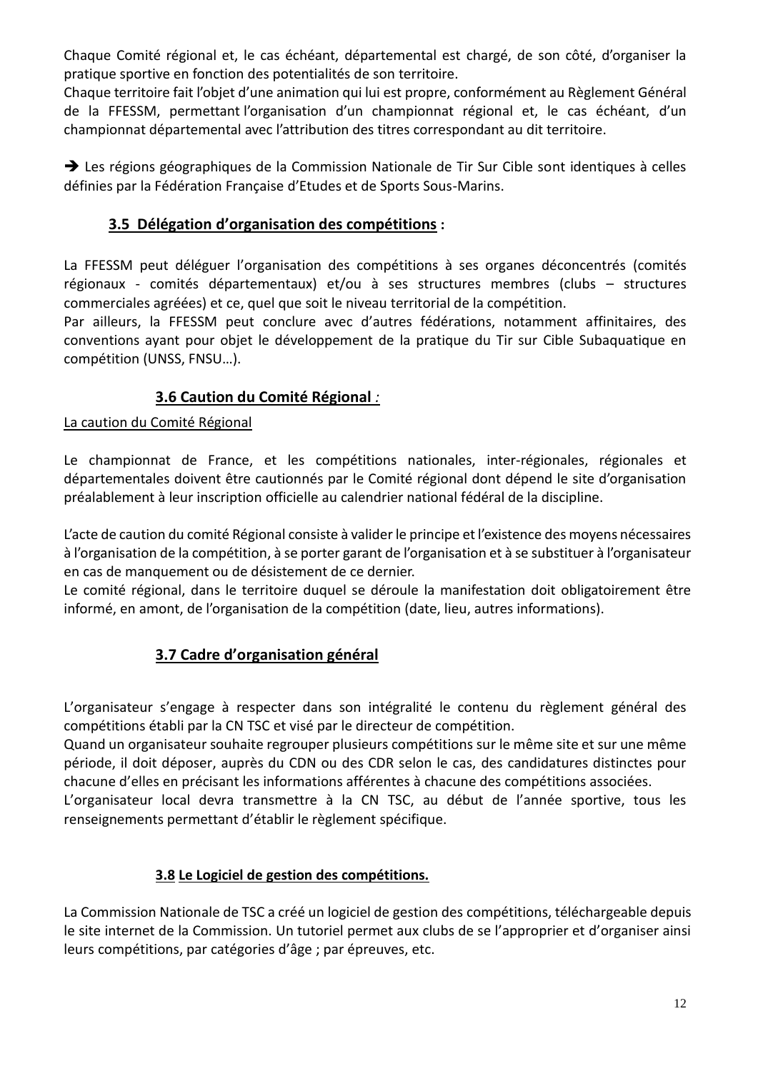Chaque Comité régional et, le cas échéant, départemental est chargé, de son côté, d'organiser la pratique sportive en fonction des potentialités de son territoire.
Chaque territoire fait l'objet d'une animation qui lui est propre, conformément au Règlement Général de la FFESSM, permettant l'organisation d'un championnat régional et, le cas échéant, d'un championnat départemental avec l'attribution des titres correspondant au dit territoire.

➔ Les régions géographiques de la Commission Nationale de Tir Sur Cible sont identiques à celles définies par la Fédération Française d'Etudes et de Sports Sous-Marins.

### 3.5 Délégation d'organisation des compétitions :

La FFESSM peut déléguer l'organisation des compétitions à ses organes déconcentrés (comités régionaux - comités départementaux) et/ou à ses structures membres (clubs – structures commerciales agréées) et ce, quel que soit le niveau territorial de la compétition.
Par ailleurs, la FFESSM peut conclure avec d'autres fédérations, notamment affinitaires, des conventions ayant pour objet le développement de la pratique du Tir sur Cible Subaquatique en compétition (UNSS, FNSU…).

### 3.6 Caution du Comité Régional *:*

La caution du Comité Régional

Le championnat de France, et les compétitions nationales, inter-régionales, régionales et départementales doivent être cautionnés par le Comité régional dont dépend le site d'organisation préalablement à leur inscription officielle au calendrier national fédéral de la discipline.

L'acte de caution du comité Régional consiste à valider le principe et l'existence des moyens nécessaires à l'organisation de la compétition, à se porter garant de l'organisation et à se substituer à l'organisateur en cas de manquement ou de désistement de ce dernier.
Le comité régional, dans le territoire duquel se déroule la manifestation doit obligatoirement être informé, en amont, de l'organisation de la compétition (date, lieu, autres informations).

### 3.7 Cadre d'organisation général

L'organisateur s'engage à respecter dans son intégralité le contenu du règlement général des compétitions établi par la CN TSC et visé par le directeur de compétition.
Quand un organisateur souhaite regrouper plusieurs compétitions sur le même site et sur une même période, il doit déposer, auprès du CDN ou des CDR selon le cas, des candidatures distinctes pour chacune d'elles en précisant les informations afférentes à chacune des compétitions associées.
L'organisateur local devra transmettre à la CN TSC, au début de l'année sportive, tous les renseignements permettant d'établir le règlement spécifique.

### 3.8 Le Logiciel de gestion des compétitions.

La Commission Nationale de TSC a créé un logiciel de gestion des compétitions, téléchargeable depuis le site internet de la Commission. Un tutoriel permet aux clubs de se l'approprier et d'organiser ainsi leurs compétitions, par catégories d'âge ; par épreuves, etc.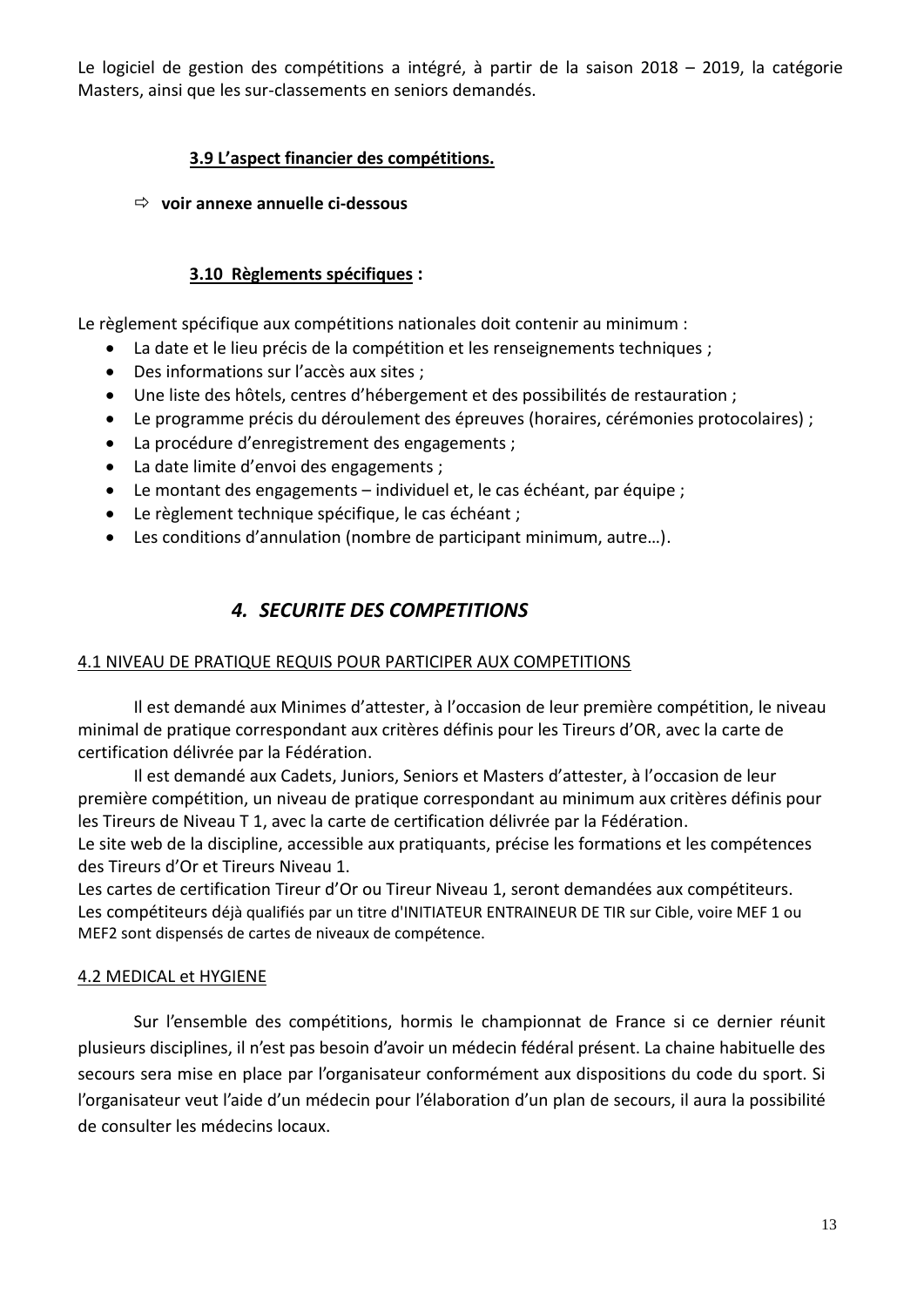Le logiciel de gestion des compétitions a intégré, à partir de la saison 2018 – 2019, la catégorie Masters, ainsi que les sur-classements en seniors demandés.

### 3.9 L'aspect financier des compétitions.

⇨ **voir annexe annuelle ci-dessous**

### 3.10 Règlements spécifiques :

Le règlement spécifique aux compétitions nationales doit contenir au minimum :

- La date et le lieu précis de la compétition et les renseignements techniques ;
- Des informations sur l'accès aux sites ;
- Une liste des hôtels, centres d'hébergement et des possibilités de restauration ;
- Le programme précis du déroulement des épreuves (horaires, cérémonies protocolaires) ;
- La procédure d'enregistrement des engagements ;
- La date limite d'envoi des engagements ;
- Le montant des engagements – individuel et, le cas échéant, par équipe ;
- Le règlement technique spécifique, le cas échéant ;
- Les conditions d'annulation (nombre de participant minimum, autre…).

## *4. SECURITE DES COMPETITIONS*

### 4.1 NIVEAU DE PRATIQUE REQUIS POUR PARTICIPER AUX COMPETITIONS

Il est demandé aux Minimes d'attester, à l'occasion de leur première compétition, le niveau minimal de pratique correspondant aux critères définis pour les Tireurs d'OR, avec la carte de certification délivrée par la Fédération.

Il est demandé aux Cadets, Juniors, Seniors et Masters d'attester, à l'occasion de leur première compétition, un niveau de pratique correspondant au minimum aux critères définis pour les Tireurs de Niveau T 1, avec la carte de certification délivrée par la Fédération.

Le site web de la discipline, accessible aux pratiquants, précise les formations et les compétences des Tireurs d'Or et Tireurs Niveau 1.

Les cartes de certification Tireur d'Or ou Tireur Niveau 1, seront demandées aux compétiteurs.

Les compétiteurs déjà qualifiés par un titre d'INITIATEUR ENTRAINEUR DE TIR sur Cible, voire MEF 1 ou MEF2 sont dispensés de cartes de niveaux de compétence.

### 4.2 MEDICAL et HYGIENE

Sur l'ensemble des compétitions, hormis le championnat de France si ce dernier réunit plusieurs disciplines, il n'est pas besoin d'avoir un médecin fédéral présent. La chaine habituelle des secours sera mise en place par l'organisateur conformément aux dispositions du code du sport. Si l'organisateur veut l'aide d'un médecin pour l'élaboration d'un plan de secours, il aura la possibilité de consulter les médecins locaux.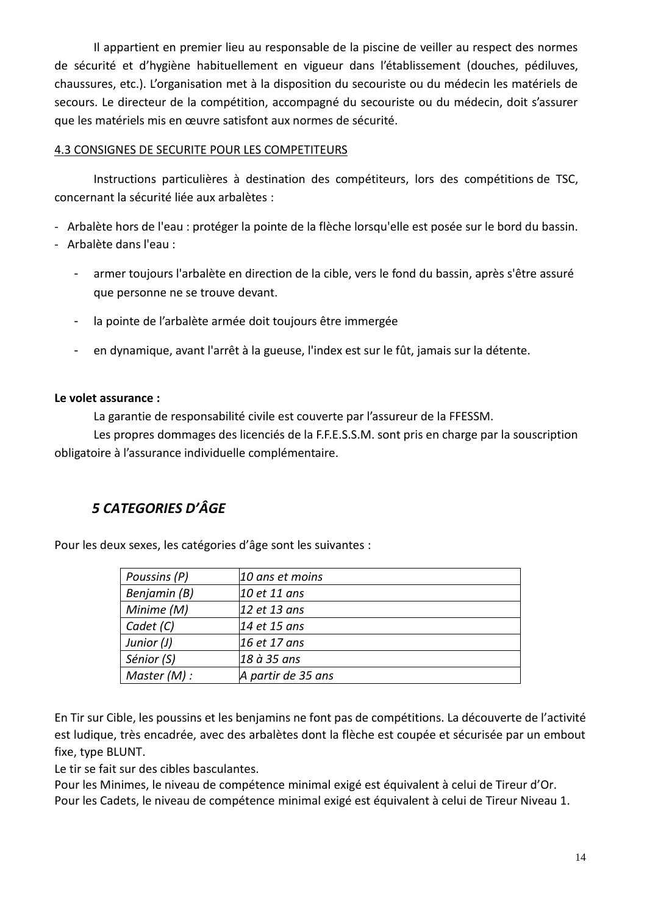Il appartient en premier lieu au responsable de la piscine de veiller au respect des normes de sécurité et d'hygiène habituellement en vigueur dans l'établissement (douches, pédiluves, chaussures, etc.). L'organisation met à la disposition du secouriste ou du médecin les matériels de secours. Le directeur de la compétition, accompagné du secouriste ou du médecin, doit s'assurer que les matériels mis en œuvre satisfont aux normes de sécurité.

### 4.3 CONSIGNES DE SECURITE POUR LES COMPETITEURS

Instructions particulières à destination des compétiteurs, lors des compétitions de TSC, concernant la sécurité liée aux arbalètes :

- Arbalète hors de l'eau : protéger la pointe de la flèche lorsqu'elle est posée sur le bord du bassin.
- Arbalète dans l'eau :
  - armer toujours l'arbalète en direction de la cible, vers le fond du bassin, après s'être assuré que personne ne se trouve devant.
  - la pointe de l'arbalète armée doit toujours être immergée
  - en dynamique, avant l'arrêt à la gueuse, l'index est sur le fût, jamais sur la détente.

**Le volet assurance :**

La garantie de responsabilité civile est couverte par l'assureur de la FFESSM.

Les propres dommages des licenciés de la F.F.E.S.S.M. sont pris en charge par la souscription obligatoire à l'assurance individuelle complémentaire.

## *5 CATEGORIES D'ÂGE*

Pour les deux sexes, les catégories d'âge sont les suivantes :

| | |
|---|---|
| *Poussins (P)* | *10 ans et moins* |
| *Benjamin (B)* | *10 et 11 ans* |
| *Minime (M)* | *12 et 13 ans* |
| *Cadet (C)* | *14 et 15 ans* |
| *Junior (J)* | *16 et 17 ans* |
| *Sénior (S)* | *18 à 35 ans* |
| *Master (M) :* | *A partir de 35 ans* |

En Tir sur Cible, les poussins et les benjamins ne font pas de compétitions. La découverte de l'activité est ludique, très encadrée, avec des arbalètes dont la flèche est coupée et sécurisée par un embout fixe, type BLUNT.

Le tir se fait sur des cibles basculantes.

Pour les Minimes, le niveau de compétence minimal exigé est équivalent à celui de Tireur d'Or.

Pour les Cadets, le niveau de compétence minimal exigé est équivalent à celui de Tireur Niveau 1.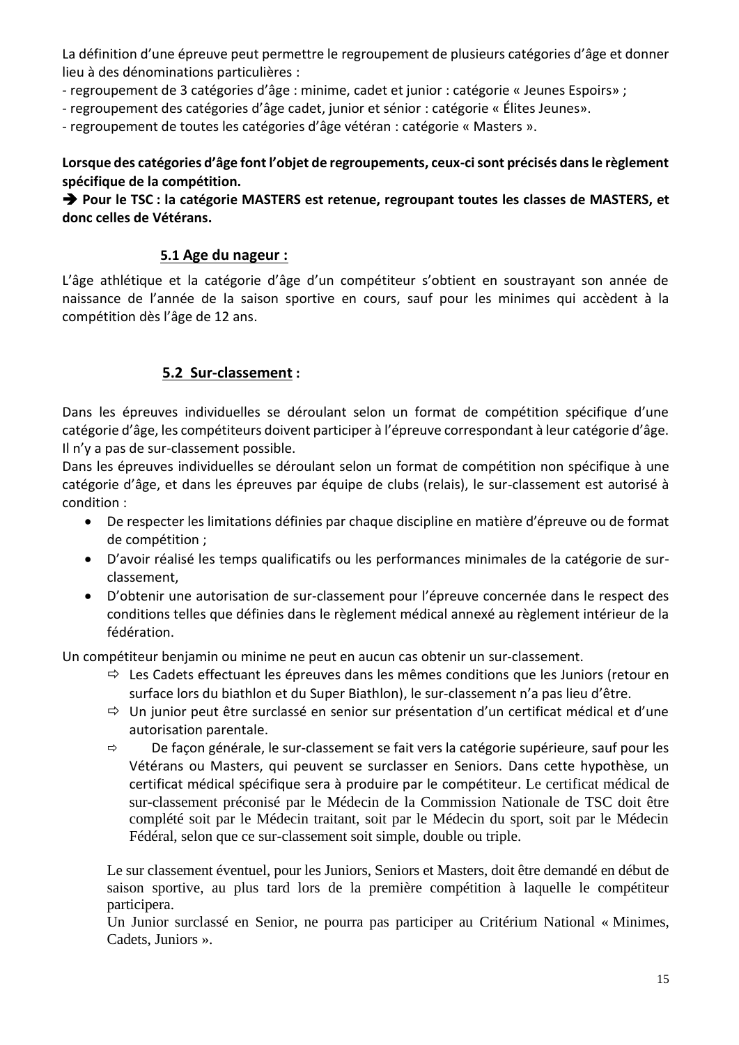La définition d'une épreuve peut permettre le regroupement de plusieurs catégories d'âge et donner lieu à des dénominations particulières :

- regroupement de 3 catégories d'âge : minime, cadet et junior : catégorie « Jeunes Espoirs» ;
- regroupement des catégories d'âge cadet, junior et sénior : catégorie « Élites Jeunes».
- regroupement de toutes les catégories d'âge vétéran : catégorie « Masters ».

**Lorsque des catégories d'âge font l'objet de regroupements, ceux-ci sont précisés dans le règlement spécifique de la compétition.**

**➔ Pour le TSC : la catégorie MASTERS est retenue, regroupant toutes les classes de MASTERS, et donc celles de Vétérans.**

### 5.1 Age du nageur :

L'âge athlétique et la catégorie d'âge d'un compétiteur s'obtient en soustrayant son année de naissance de l'année de la saison sportive en cours, sauf pour les minimes qui accèdent à la compétition dès l'âge de 12 ans.

### 5.2 Sur-classement :

Dans les épreuves individuelles se déroulant selon un format de compétition spécifique d'une catégorie d'âge, les compétiteurs doivent participer à l'épreuve correspondant à leur catégorie d'âge. Il n'y a pas de sur-classement possible.

Dans les épreuves individuelles se déroulant selon un format de compétition non spécifique à une catégorie d'âge, et dans les épreuves par équipe de clubs (relais), le sur-classement est autorisé à condition :

- De respecter les limitations définies par chaque discipline en matière d'épreuve ou de format de compétition ;
- D'avoir réalisé les temps qualificatifs ou les performances minimales de la catégorie de sur-classement,
- D'obtenir une autorisation de sur-classement pour l'épreuve concernée dans le respect des conditions telles que définies dans le règlement médical annexé au règlement intérieur de la fédération.

Un compétiteur benjamin ou minime ne peut en aucun cas obtenir un sur-classement.

- ⇨ Les Cadets effectuant les épreuves dans les mêmes conditions que les Juniors (retour en surface lors du biathlon et du Super Biathlon), le sur-classement n'a pas lieu d'être.
- ⇨ Un junior peut être surclassé en senior sur présentation d'un certificat médical et d'une autorisation parentale.
- ⇨ De façon générale, le sur-classement se fait vers la catégorie supérieure, sauf pour les Vétérans ou Masters, qui peuvent se surclasser en Seniors. Dans cette hypothèse, un certificat médical spécifique sera à produire par le compétiteur. Le certificat médical de sur-classement préconisé par le Médecin de la Commission Nationale de TSC doit être complété soit par le Médecin traitant, soit par le Médecin du sport, soit par le Médecin Fédéral, selon que ce sur-classement soit simple, double ou triple.

Le sur classement éventuel, pour les Juniors, Seniors et Masters, doit être demandé en début de saison sportive, au plus tard lors de la première compétition à laquelle le compétiteur participera.

Un Junior surclassé en Senior, ne pourra pas participer au Critérium National « Minimes, Cadets, Juniors ».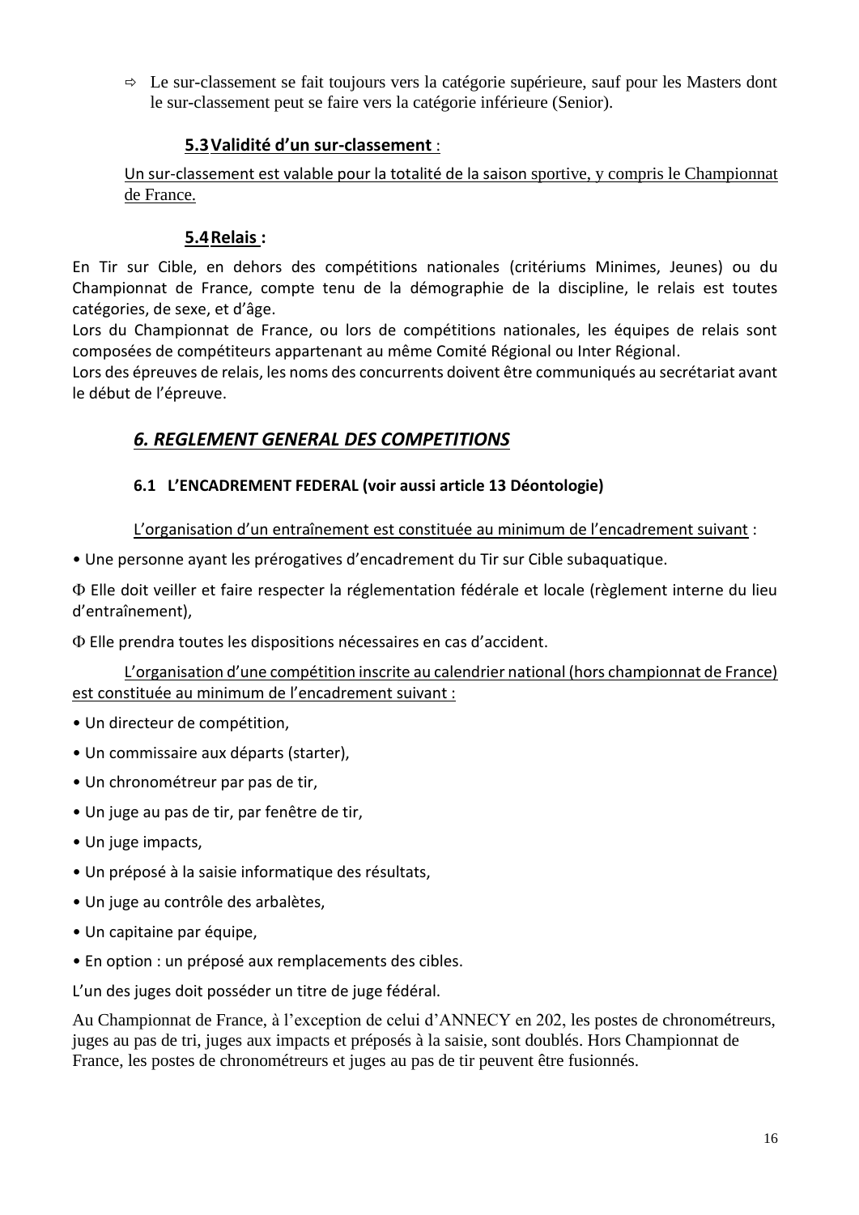- ⇨ Le sur-classement se fait toujours vers la catégorie supérieure, sauf pour les Masters dont le sur-classement peut se faire vers la catégorie inférieure (Senior).

### **5.3 Validité d'un sur-classement** :

Un sur-classement est valable pour la totalité de la saison sportive, y compris le Championnat de France.

### **5.4 Relais :**

En Tir sur Cible, en dehors des compétitions nationales (critériums Minimes, Jeunes) ou du Championnat de France, compte tenu de la démographie de la discipline, le relais est toutes catégories, de sexe, et d'âge.
Lors du Championnat de France, ou lors de compétitions nationales, les équipes de relais sont composées de compétiteurs appartenant au même Comité Régional ou Inter Régional.
Lors des épreuves de relais, les noms des concurrents doivent être communiqués au secrétariat avant le début de l'épreuve.

## *6. REGLEMENT GENERAL DES COMPETITIONS*

### **6.1 L'ENCADREMENT FEDERAL (voir aussi article 13 Déontologie)**

L'organisation d'un entraînement est constituée au minimum de l'encadrement suivant :

• Une personne ayant les prérogatives d'encadrement du Tir sur Cible subaquatique.

Φ Elle doit veiller et faire respecter la réglementation fédérale et locale (règlement interne du lieu d'entraînement),

Φ Elle prendra toutes les dispositions nécessaires en cas d'accident.

L'organisation d'une compétition inscrite au calendrier national (hors championnat de France) est constituée au minimum de l'encadrement suivant :

• Un directeur de compétition,

• Un commissaire aux départs (starter),

• Un chronométreur par pas de tir,

• Un juge au pas de tir, par fenêtre de tir,

• Un juge impacts,

• Un préposé à la saisie informatique des résultats,

• Un juge au contrôle des arbalètes,

• Un capitaine par équipe,

• En option : un préposé aux remplacements des cibles.

L'un des juges doit posséder un titre de juge fédéral.

Au Championnat de France, à l'exception de celui d'ANNECY en 202, les postes de chronométreurs, juges au pas de tri, juges aux impacts et préposés à la saisie, sont doublés. Hors Championnat de France, les postes de chronométreurs et juges au pas de tir peuvent être fusionnés.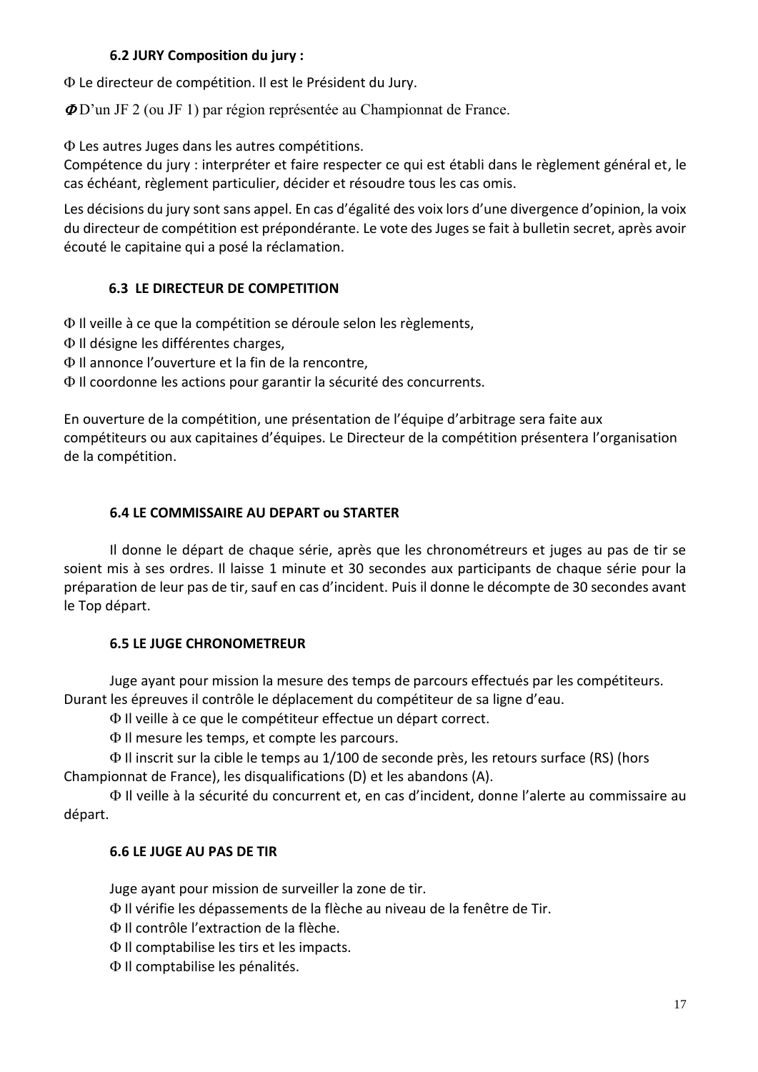### 6.2 JURY Composition du jury :

Φ Le directeur de compétition. Il est le Président du Jury.

Φ D'un JF 2 (ou JF 1) par région représentée au Championnat de France.

Φ Les autres Juges dans les autres compétitions.

Compétence du jury : interpréter et faire respecter ce qui est établi dans le règlement général et, le cas échéant, règlement particulier, décider et résoudre tous les cas omis.

Les décisions du jury sont sans appel. En cas d'égalité des voix lors d'une divergence d'opinion, la voix du directeur de compétition est prépondérante. Le vote des Juges se fait à bulletin secret, après avoir écouté le capitaine qui a posé la réclamation.

### 6.3 LE DIRECTEUR DE COMPETITION

Φ Il veille à ce que la compétition se déroule selon les règlements,
Φ Il désigne les différentes charges,
Φ Il annonce l'ouverture et la fin de la rencontre,
Φ Il coordonne les actions pour garantir la sécurité des concurrents.

En ouverture de la compétition, une présentation de l'équipe d'arbitrage sera faite aux compétiteurs ou aux capitaines d'équipes. Le Directeur de la compétition présentera l'organisation de la compétition.

### 6.4 LE COMMISSAIRE AU DEPART ou STARTER

Il donne le départ de chaque série, après que les chronométreurs et juges au pas de tir se soient mis à ses ordres. Il laisse 1 minute et 30 secondes aux participants de chaque série pour la préparation de leur pas de tir, sauf en cas d'incident. Puis il donne le décompte de 30 secondes avant le Top départ.

### 6.5 LE JUGE CHRONOMETREUR

Juge ayant pour mission la mesure des temps de parcours effectués par les compétiteurs. Durant les épreuves il contrôle le déplacement du compétiteur de sa ligne d'eau.

Φ Il veille à ce que le compétiteur effectue un départ correct.

Φ Il mesure les temps, et compte les parcours.

Φ Il inscrit sur la cible le temps au 1/100 de seconde près, les retours surface (RS) (hors Championnat de France), les disqualifications (D) et les abandons (A).

Φ Il veille à la sécurité du concurrent et, en cas d'incident, donne l'alerte au commissaire au départ.

### 6.6 LE JUGE AU PAS DE TIR

Juge ayant pour mission de surveiller la zone de tir.

Φ Il vérifie les dépassements de la flèche au niveau de la fenêtre de Tir.

Φ Il contrôle l'extraction de la flèche.

Φ Il comptabilise les tirs et les impacts.

Φ Il comptabilise les pénalités.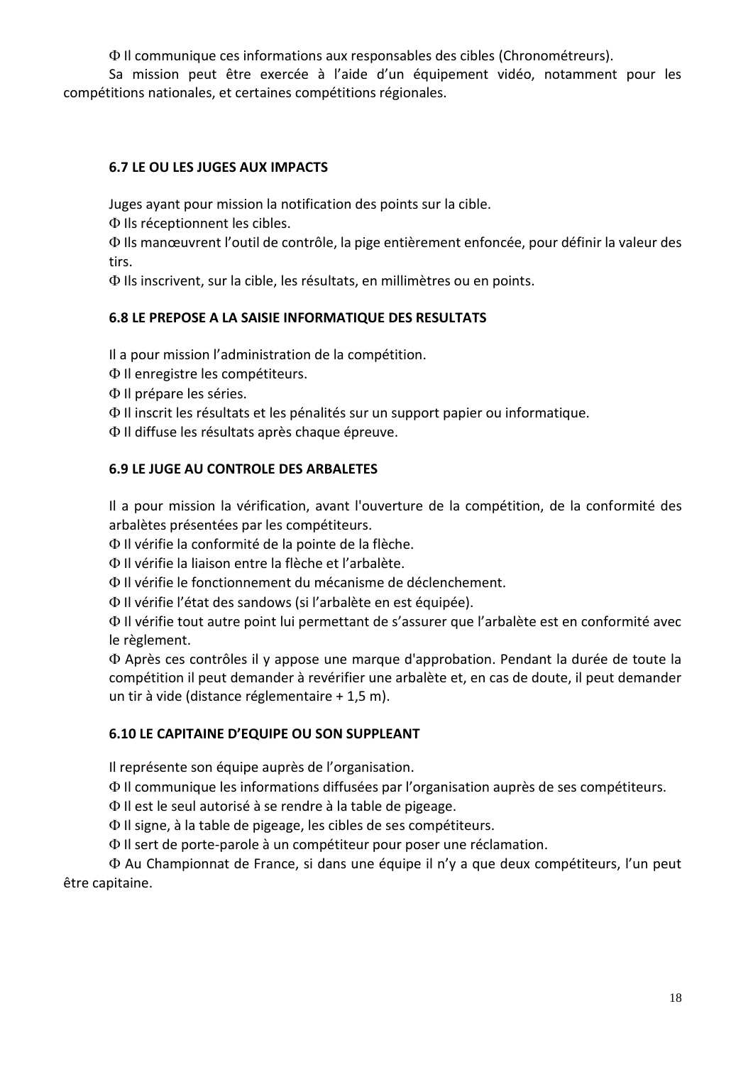Φ Il communique ces informations aux responsables des cibles (Chronométreurs).

Sa mission peut être exercée à l'aide d'un équipement vidéo, notamment pour les compétitions nationales, et certaines compétitions régionales.

### 6.7 LE OU LES JUGES AUX IMPACTS

Juges ayant pour mission la notification des points sur la cible.

Φ Ils réceptionnent les cibles.

Φ Ils manœuvrent l'outil de contrôle, la pige entièrement enfoncée, pour définir la valeur des tirs.

Φ Ils inscrivent, sur la cible, les résultats, en millimètres ou en points.

### 6.8 LE PREPOSE A LA SAISIE INFORMATIQUE DES RESULTATS

Il a pour mission l'administration de la compétition.

Φ Il enregistre les compétiteurs.

Φ Il prépare les séries.

Φ Il inscrit les résultats et les pénalités sur un support papier ou informatique.

Φ Il diffuse les résultats après chaque épreuve.

### 6.9 LE JUGE AU CONTROLE DES ARBALETES

Il a pour mission la vérification, avant l'ouverture de la compétition, de la conformité des arbalètes présentées par les compétiteurs.

Φ Il vérifie la conformité de la pointe de la flèche.

Φ Il vérifie la liaison entre la flèche et l'arbalète.

Φ Il vérifie le fonctionnement du mécanisme de déclenchement.

Φ Il vérifie l'état des sandows (si l'arbalète en est équipée).

Φ Il vérifie tout autre point lui permettant de s'assurer que l'arbalète est en conformité avec le règlement.

Φ Après ces contrôles il y appose une marque d'approbation. Pendant la durée de toute la compétition il peut demander à revérifier une arbalète et, en cas de doute, il peut demander un tir à vide (distance réglementaire + 1,5 m).

### 6.10 LE CAPITAINE D'EQUIPE OU SON SUPPLEANT

Il représente son équipe auprès de l'organisation.

Φ Il communique les informations diffusées par l'organisation auprès de ses compétiteurs.

Φ Il est le seul autorisé à se rendre à la table de pigeage.

Φ Il signe, à la table de pigeage, les cibles de ses compétiteurs.

Φ Il sert de porte-parole à un compétiteur pour poser une réclamation.

Φ Au Championnat de France, si dans une équipe il n'y a que deux compétiteurs, l'un peut être capitaine.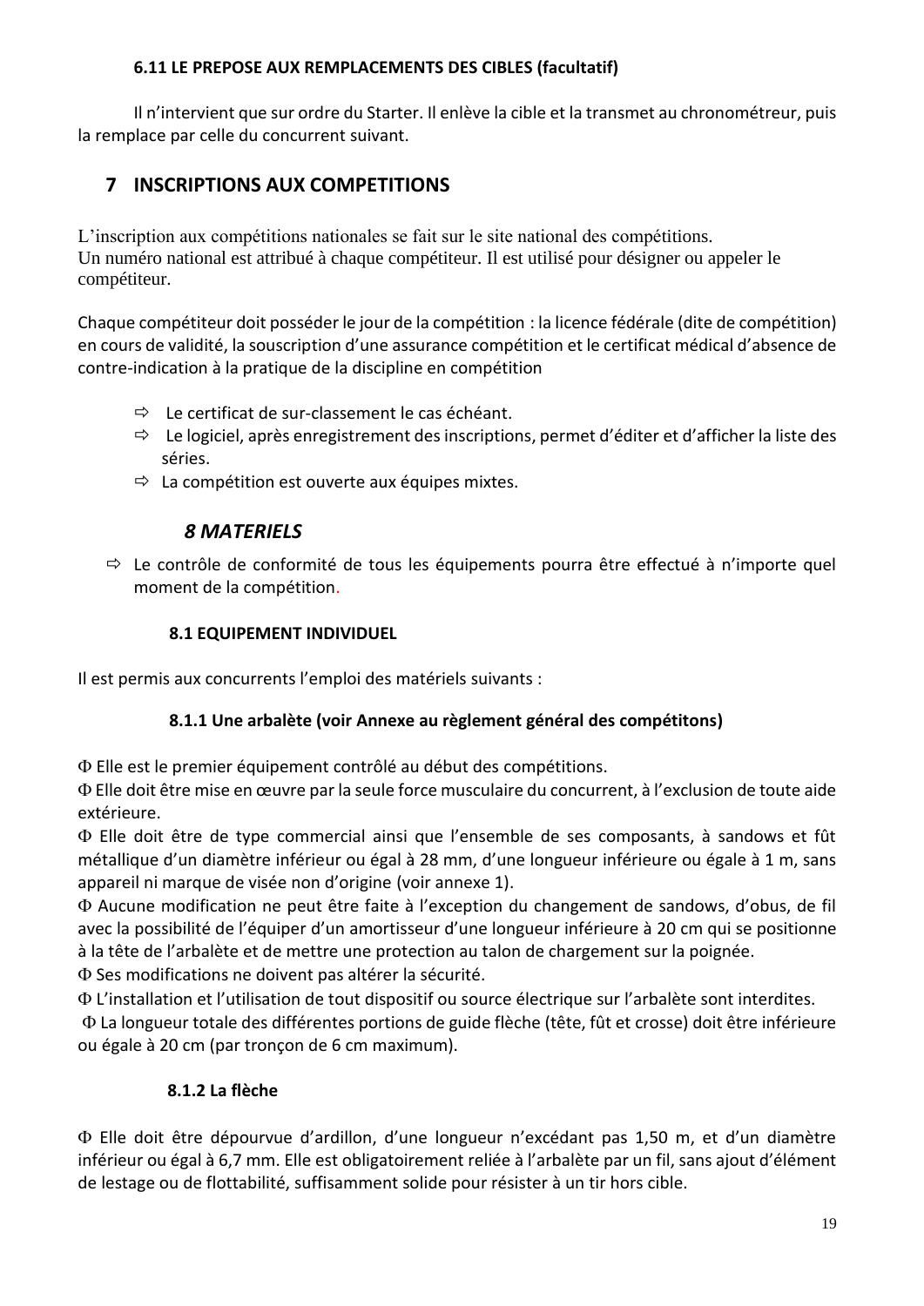#### 6.11 LE PREPOSE AUX REMPLACEMENTS DES CIBLES (facultatif)

Il n'intervient que sur ordre du Starter. Il enlève la cible et la transmet au chronométreur, puis la remplace par celle du concurrent suivant.

## 7 INSCRIPTIONS AUX COMPETITIONS

L'inscription aux compétitions nationales se fait sur le site national des compétitions.
Un numéro national est attribué à chaque compétiteur. Il est utilisé pour désigner ou appeler le compétiteur.

Chaque compétiteur doit posséder le jour de la compétition : la licence fédérale (dite de compétition) en cours de validité, la souscription d'une assurance compétition et le certificat médical d'absence de contre-indication à la pratique de la discipline en compétition

- ⇨ Le certificat de sur-classement le cas échéant.
- ⇨ Le logiciel, après enregistrement des inscriptions, permet d'éditer et d'afficher la liste des séries.
- ⇨ La compétition est ouverte aux équipes mixtes.

## *8 MATERIELS*

- ⇨ Le contrôle de conformité de tous les équipements pourra être effectué à n'importe quel moment de la compétition.

### 8.1 EQUIPEMENT INDIVIDUEL

Il est permis aux concurrents l'emploi des matériels suivants :

#### 8.1.1 Une arbalète (voir Annexe au règlement général des compétitons)

Φ Elle est le premier équipement contrôlé au début des compétitions.
Φ Elle doit être mise en œuvre par la seule force musculaire du concurrent, à l'exclusion de toute aide extérieure.
Φ Elle doit être de type commercial ainsi que l'ensemble de ses composants, à sandows et fût métallique d'un diamètre inférieur ou égal à 28 mm, d'une longueur inférieure ou égale à 1 m, sans appareil ni marque de visée non d'origine (voir annexe 1).
Φ Aucune modification ne peut être faite à l'exception du changement de sandows, d'obus, de fil avec la possibilité de l'équiper d'un amortisseur d'une longueur inférieure à 20 cm qui se positionne à la tête de l'arbalète et de mettre une protection au talon de chargement sur la poignée.
Φ Ses modifications ne doivent pas altérer la sécurité.
Φ L'installation et l'utilisation de tout dispositif ou source électrique sur l'arbalète sont interdites.
Φ La longueur totale des différentes portions de guide flèche (tête, fût et crosse) doit être inférieure ou égale à 20 cm (par tronçon de 6 cm maximum).

#### 8.1.2 La flèche

Φ Elle doit être dépourvue d'ardillon, d'une longueur n'excédant pas 1,50 m, et d'un diamètre inférieur ou égal à 6,7 mm. Elle est obligatoirement reliée à l'arbalète par un fil, sans ajout d'élément de lestage ou de flottabilité, suffisamment solide pour résister à un tir hors cible.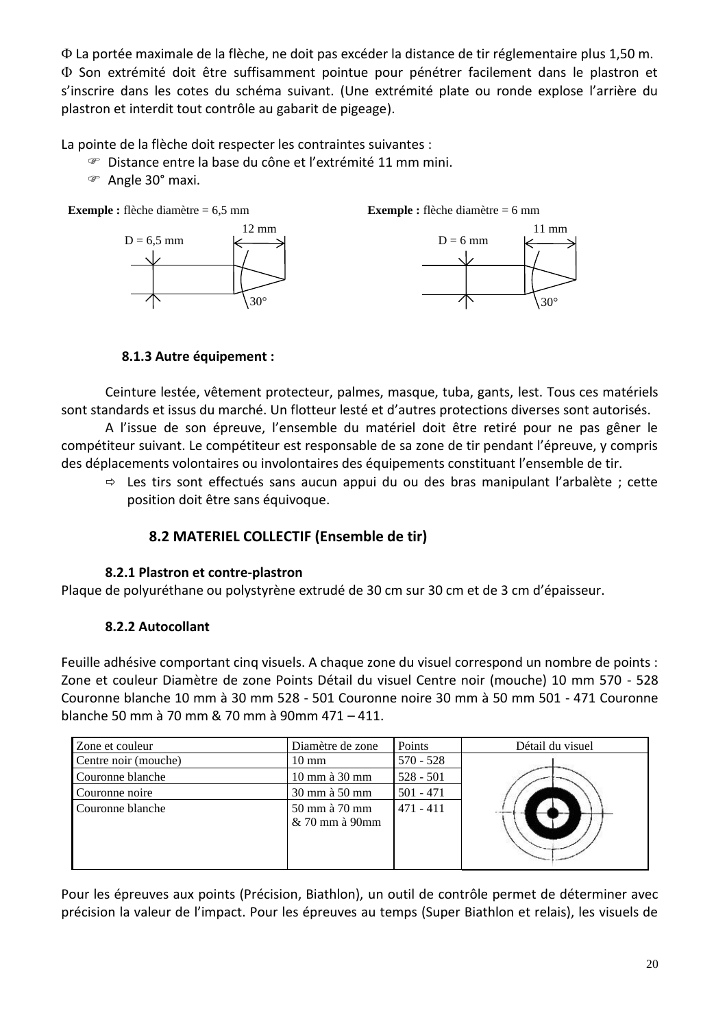Φ La portée maximale de la flèche, ne doit pas excéder la distance de tir réglementaire plus 1,50 m.

Φ Son extrémité doit être suffisamment pointue pour pénétrer facilement dans le plastron et s'inscrire dans les cotes du schéma suivant. (Une extrémité plate ou ronde explose l'arrière du plastron et interdit tout contrôle au gabarit de pigeage).

La pointe de la flèche doit respecter les contraintes suivantes :

- Distance entre la base du cône et l'extrémité 11 mm mini.
- Angle 30° maxi.

**Exemple :** flèche diamètre = 6,5 mm

D = 6,5 mm — 12 mm — 30°

**Exemple :** flèche diamètre = 6 mm

D = 6 mm — 11 mm — 30°

### 8.1.3 Autre équipement :

Ceinture lestée, vêtement protecteur, palmes, masque, tuba, gants, lest. Tous ces matériels sont standards et issus du marché. Un flotteur lesté et d'autres protections diverses sont autorisés.

A l'issue de son épreuve, l'ensemble du matériel doit être retiré pour ne pas gêner le compétiteur suivant. Le compétiteur est responsable de sa zone de tir pendant l'épreuve, y compris des déplacements volontaires ou involontaires des équipements constituant l'ensemble de tir.

- Les tirs sont effectués sans aucun appui du ou des bras manipulant l'arbalète ; cette position doit être sans équivoque.

## 8.2 MATERIEL COLLECTIF (Ensemble de tir)

### 8.2.1 Plastron et contre-plastron

Plaque de polyuréthane ou polystyrène extrudé de 30 cm sur 30 cm et de 3 cm d'épaisseur.

### 8.2.2 Autocollant

Feuille adhésive comportant cinq visuels. A chaque zone du visuel correspond un nombre de points : Zone et couleur Diamètre de zone Points Détail du visuel Centre noir (mouche) 10 mm 570 - 528 Couronne blanche 10 mm à 30 mm 528 - 501 Couronne noire 30 mm à 50 mm 501 - 471 Couronne blanche 50 mm à 70 mm & 70 mm à 90mm 471 – 411.

| Zone et couleur | Diamètre de zone | Points | Détail du visuel |
|---|---|---|---|
| Centre noir (mouche) | 10 mm | 570 - 528 | |
| Couronne blanche | 10 mm à 30 mm | 528 - 501 | |
| Couronne noire | 30 mm à 50 mm | 501 - 471 | |
| Couronne blanche | 50 mm à 70 mm & 70 mm à 90mm | 471 - 411 | |

Pour les épreuves aux points (Précision, Biathlon), un outil de contrôle permet de déterminer avec précision la valeur de l'impact. Pour les épreuves au temps (Super Biathlon et relais), les visuels de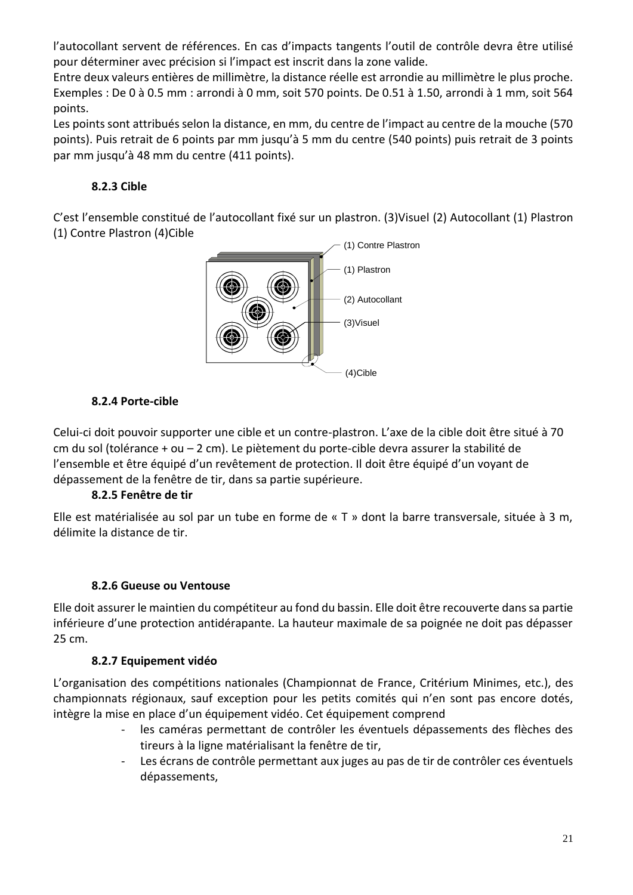l'autocollant servent de références. En cas d'impacts tangents l'outil de contrôle devra être utilisé pour déterminer avec précision si l'impact est inscrit dans la zone valide.
Entre deux valeurs entières de millimètre, la distance réelle est arrondie au millimètre le plus proche. Exemples : De 0 à 0.5 mm : arrondi à 0 mm, soit 570 points. De 0.51 à 1.50, arrondi à 1 mm, soit 564 points.
Les points sont attribués selon la distance, en mm, du centre de l'impact au centre de la mouche (570 points). Puis retrait de 6 points par mm jusqu'à 5 mm du centre (540 points) puis retrait de 3 points par mm jusqu'à 48 mm du centre (411 points).

### 8.2.3 Cible

C'est l'ensemble constitué de l'autocollant fixé sur un plastron. (3)Visuel (2) Autocollant (1) Plastron (1) Contre Plastron (4)Cible

(1) Contre Plastron
(1) Plastron
(2) Autocollant
(3)Visuel
(4)Cible

### 8.2.4 Porte-cible

Celui-ci doit pouvoir supporter une cible et un contre-plastron. L'axe de la cible doit être situé à 70 cm du sol (tolérance + ou – 2 cm). Le piètement du porte-cible devra assurer la stabilité de l'ensemble et être équipé d'un revêtement de protection. Il doit être équipé d'un voyant de dépassement de la fenêtre de tir, dans sa partie supérieure.

### 8.2.5 Fenêtre de tir

Elle est matérialisée au sol par un tube en forme de « T » dont la barre transversale, située à 3 m, délimite la distance de tir.

### 8.2.6 Gueuse ou Ventouse

Elle doit assurer le maintien du compétiteur au fond du bassin. Elle doit être recouverte dans sa partie inférieure d'une protection antidérapante. La hauteur maximale de sa poignée ne doit pas dépasser 25 cm.

### 8.2.7 Equipement vidéo

L'organisation des compétitions nationales (Championnat de France, Critérium Minimes, etc.), des championnats régionaux, sauf exception pour les petits comités qui n'en sont pas encore dotés, intègre la mise en place d'un équipement vidéo. Cet équipement comprend

- les caméras permettant de contrôler les éventuels dépassements des flèches des tireurs à la ligne matérialisant la fenêtre de tir,
- Les écrans de contrôle permettant aux juges au pas de tir de contrôler ces éventuels dépassements,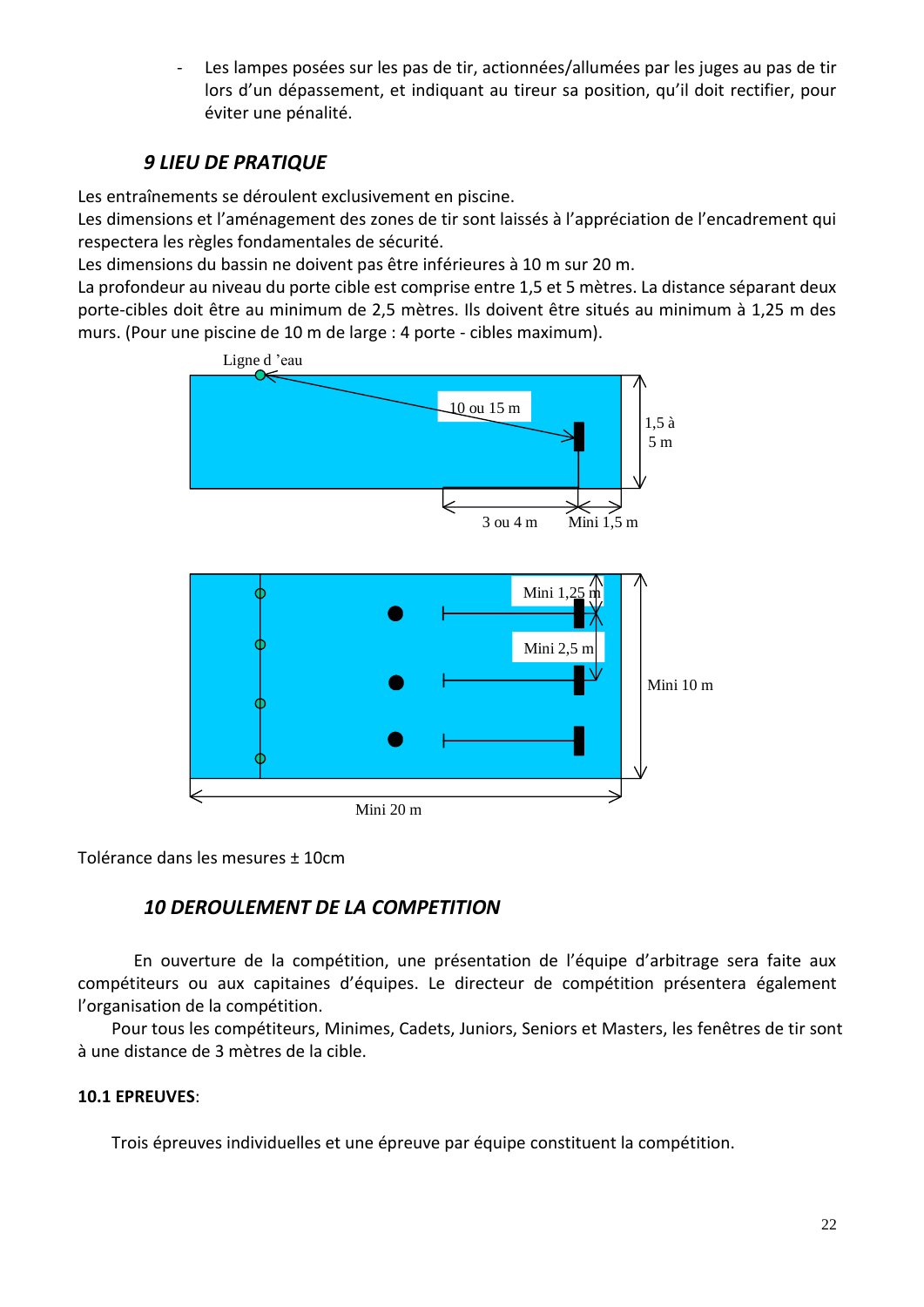- Les lampes posées sur les pas de tir, actionnées/allumées par les juges au pas de tir lors d'un dépassement, et indiquant au tireur sa position, qu'il doit rectifier, pour éviter une pénalité.

## *9 LIEU DE PRATIQUE*

Les entraînements se déroulent exclusivement en piscine.
Les dimensions et l'aménagement des zones de tir sont laissés à l'appréciation de l'encadrement qui respectera les règles fondamentales de sécurité.
Les dimensions du bassin ne doivent pas être inférieures à 10 m sur 20 m.
La profondeur au niveau du porte cible est comprise entre 1,5 et 5 mètres. La distance séparant deux porte-cibles doit être au minimum de 2,5 mètres. Ils doivent être situés au minimum à 1,25 m des murs. (Pour une piscine de 10 m de large : 4 porte - cibles maximum).

Ligne d 'eau

10 ou 15 m

1,5 à 5 m

3 ou 4 m

Mini 1,5 m

Mini 1,25 m

Mini 2,5 m

Mini 10 m

Mini 20 m

Tolérance dans les mesures ± 10cm

## *10 DEROULEMENT DE LA COMPETITION*

En ouverture de la compétition, une présentation de l'équipe d'arbitrage sera faite aux compétiteurs ou aux capitaines d'équipes. Le directeur de compétition présentera également l'organisation de la compétition.

Pour tous les compétiteurs, Minimes, Cadets, Juniors, Seniors et Masters, les fenêtres de tir sont à une distance de 3 mètres de la cible.

**10.1 EPREUVES**:

Trois épreuves individuelles et une épreuve par équipe constituent la compétition.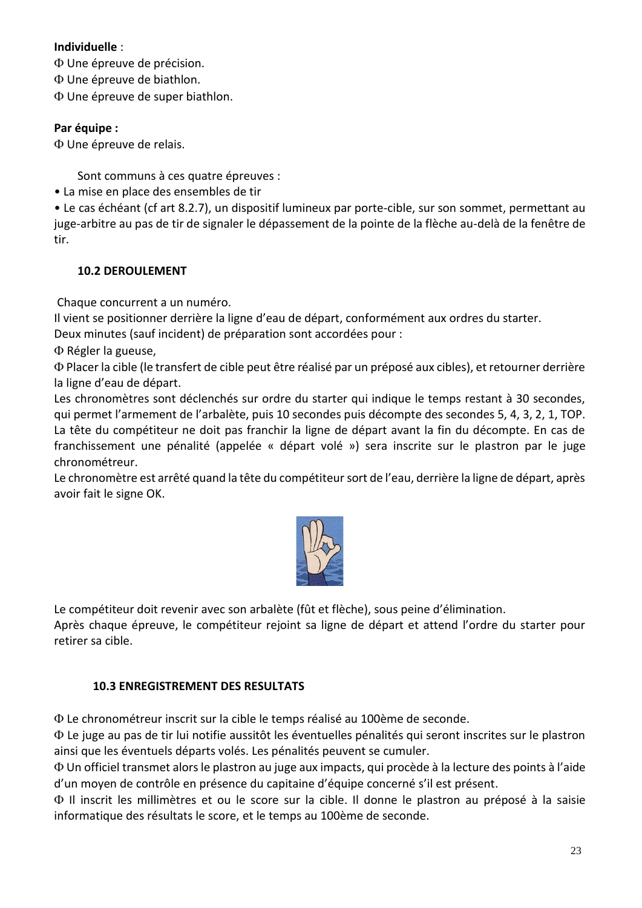**Individuelle** :

Φ Une épreuve de précision.

Φ Une épreuve de biathlon.

Φ Une épreuve de super biathlon.

**Par équipe :**

Φ Une épreuve de relais.

Sont communs à ces quatre épreuves :

• La mise en place des ensembles de tir

• Le cas échéant (cf art 8.2.7), un dispositif lumineux par porte-cible, sur son sommet, permettant au juge-arbitre au pas de tir de signaler le dépassement de la pointe de la flèche au-delà de la fenêtre de tir.

### 10.2 DEROULEMENT

Chaque concurrent a un numéro.

Il vient se positionner derrière la ligne d'eau de départ, conformément aux ordres du starter.

Deux minutes (sauf incident) de préparation sont accordées pour :

Φ Régler la gueuse,

Φ Placer la cible (le transfert de cible peut être réalisé par un préposé aux cibles), et retourner derrière la ligne d'eau de départ.

Les chronomètres sont déclenchés sur ordre du starter qui indique le temps restant à 30 secondes, qui permet l'armement de l'arbalète, puis 10 secondes puis décompte des secondes 5, 4, 3, 2, 1, TOP.

La tête du compétiteur ne doit pas franchir la ligne de départ avant la fin du décompte. En cas de franchissement une pénalité (appelée « départ volé ») sera inscrite sur le plastron par le juge chronométreur.

Le chronomètre est arrêté quand la tête du compétiteur sort de l'eau, derrière la ligne de départ, après avoir fait le signe OK.

Le compétiteur doit revenir avec son arbalète (fût et flèche), sous peine d'élimination.

Après chaque épreuve, le compétiteur rejoint sa ligne de départ et attend l'ordre du starter pour retirer sa cible.

### 10.3 ENREGISTREMENT DES RESULTATS

Φ Le chronométreur inscrit sur la cible le temps réalisé au 100ème de seconde.

Φ Le juge au pas de tir lui notifie aussitôt les éventuelles pénalités qui seront inscrites sur le plastron ainsi que les éventuels départs volés. Les pénalités peuvent se cumuler.

Φ Un officiel transmet alors le plastron au juge aux impacts, qui procède à la lecture des points à l'aide d'un moyen de contrôle en présence du capitaine d'équipe concerné s'il est présent.

Φ Il inscrit les millimètres et ou le score sur la cible. Il donne le plastron au préposé à la saisie informatique des résultats le score, et le temps au 100ème de seconde.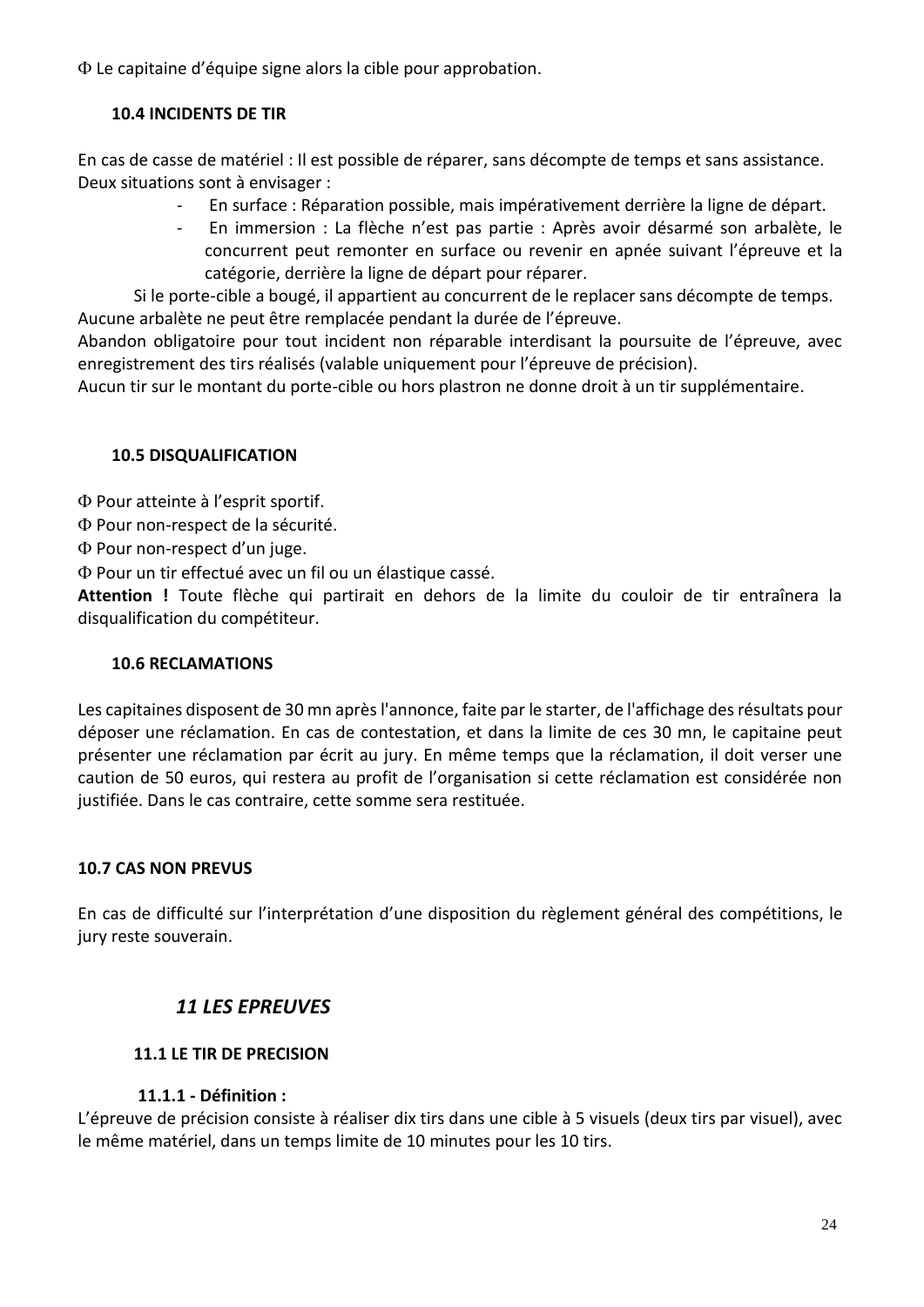Φ Le capitaine d'équipe signe alors la cible pour approbation.

### 10.4 INCIDENTS DE TIR

En cas de casse de matériel : Il est possible de réparer, sans décompte de temps et sans assistance. Deux situations sont à envisager :

- En surface : Réparation possible, mais impérativement derrière la ligne de départ.
- En immersion : La flèche n'est pas partie : Après avoir désarmé son arbalète, le concurrent peut remonter en surface ou revenir en apnée suivant l'épreuve et la catégorie, derrière la ligne de départ pour réparer.

Si le porte-cible a bougé, il appartient au concurrent de le replacer sans décompte de temps.
Aucune arbalète ne peut être remplacée pendant la durée de l'épreuve.
Abandon obligatoire pour tout incident non réparable interdisant la poursuite de l'épreuve, avec enregistrement des tirs réalisés (valable uniquement pour l'épreuve de précision).
Aucun tir sur le montant du porte-cible ou hors plastron ne donne droit à un tir supplémentaire.

### 10.5 DISQUALIFICATION

Φ Pour atteinte à l'esprit sportif.

Φ Pour non-respect de la sécurité.

Φ Pour non-respect d'un juge.

Φ Pour un tir effectué avec un fil ou un élastique cassé.

**Attention !** Toute flèche qui partirait en dehors de la limite du couloir de tir entraînera la disqualification du compétiteur.

### 10.6 RECLAMATIONS

Les capitaines disposent de 30 mn après l'annonce, faite par le starter, de l'affichage des résultats pour déposer une réclamation. En cas de contestation, et dans la limite de ces 30 mn, le capitaine peut présenter une réclamation par écrit au jury. En même temps que la réclamation, il doit verser une caution de 50 euros, qui restera au profit de l'organisation si cette réclamation est considérée non justifiée. Dans le cas contraire, cette somme sera restituée.

### 10.7 CAS NON PREVUS

En cas de difficulté sur l'interprétation d'une disposition du règlement général des compétitions, le jury reste souverain.

## *11 LES EPREUVES*

### 11.1 LE TIR DE PRECISION

#### 11.1.1 - Définition :

L'épreuve de précision consiste à réaliser dix tirs dans une cible à 5 visuels (deux tirs par visuel), avec le même matériel, dans un temps limite de 10 minutes pour les 10 tirs.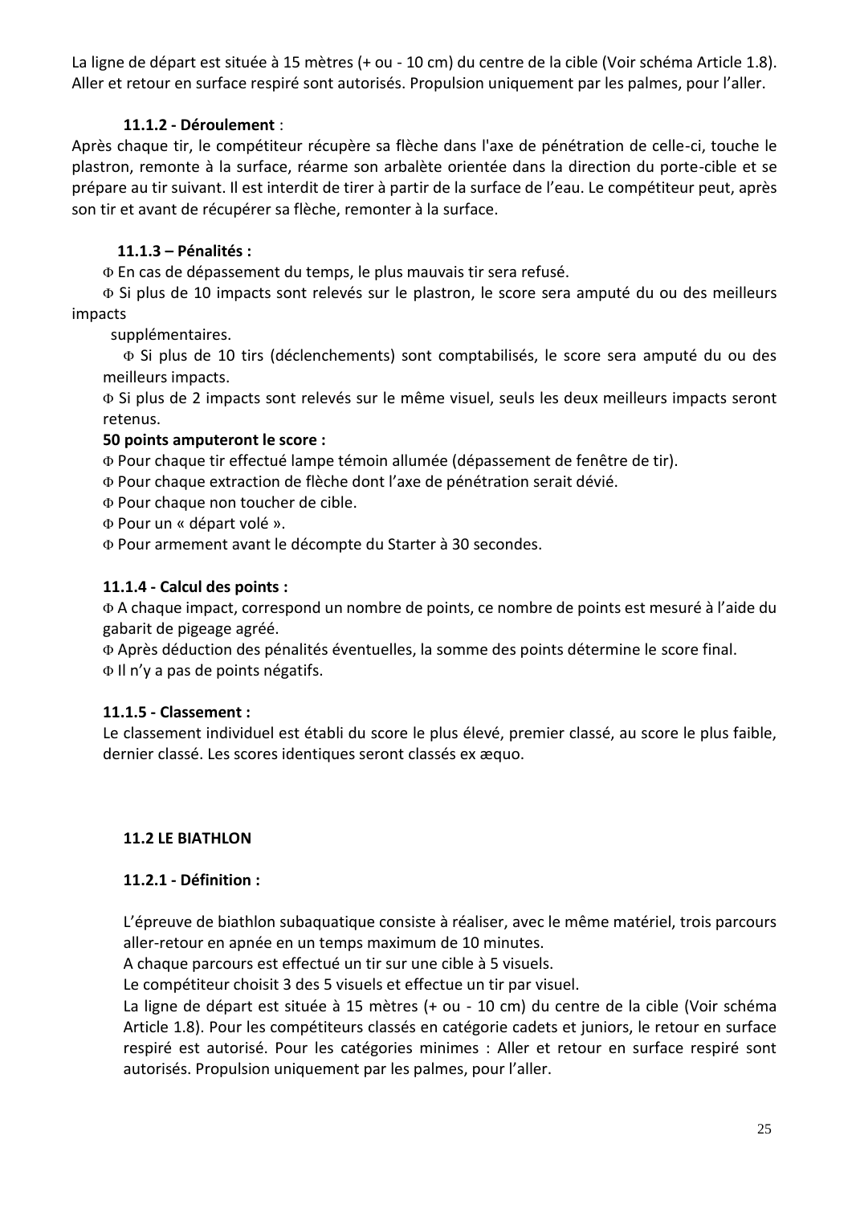La ligne de départ est située à 15 mètres (+ ou - 10 cm) du centre de la cible (Voir schéma Article 1.8). Aller et retour en surface respiré sont autorisés. Propulsion uniquement par les palmes, pour l'aller.

#### 11.1.2 - Déroulement :

Après chaque tir, le compétiteur récupère sa flèche dans l'axe de pénétration de celle-ci, touche le plastron, remonte à la surface, réarme son arbalète orientée dans la direction du porte-cible et se prépare au tir suivant. Il est interdit de tirer à partir de la surface de l'eau. Le compétiteur peut, après son tir et avant de récupérer sa flèche, remonter à la surface.

#### 11.1.3 – Pénalités :

- En cas de dépassement du temps, le plus mauvais tir sera refusé.
- Si plus de 10 impacts sont relevés sur le plastron, le score sera amputé du ou des meilleurs impacts supplémentaires.
- Si plus de 10 tirs (déclenchements) sont comptabilisés, le score sera amputé du ou des meilleurs impacts.
- Si plus de 2 impacts sont relevés sur le même visuel, seuls les deux meilleurs impacts seront retenus.

**50 points amputeront le score :**

- Pour chaque tir effectué lampe témoin allumée (dépassement de fenêtre de tir).
- Pour chaque extraction de flèche dont l'axe de pénétration serait dévié.
- Pour chaque non toucher de cible.
- Pour un « départ volé ».
- Pour armement avant le décompte du Starter à 30 secondes.

#### 11.1.4 - Calcul des points :

- A chaque impact, correspond un nombre de points, ce nombre de points est mesuré à l'aide du gabarit de pigeage agréé.
- Après déduction des pénalités éventuelles, la somme des points détermine le score final.
- Il n'y a pas de points négatifs.

#### 11.1.5 - Classement :

Le classement individuel est établi du score le plus élevé, premier classé, au score le plus faible, dernier classé. Les scores identiques seront classés ex æquo.

### 11.2 LE BIATHLON

#### 11.2.1 - Définition :

L'épreuve de biathlon subaquatique consiste à réaliser, avec le même matériel, trois parcours aller-retour en apnée en un temps maximum de 10 minutes.

A chaque parcours est effectué un tir sur une cible à 5 visuels.

Le compétiteur choisit 3 des 5 visuels et effectue un tir par visuel.

La ligne de départ est située à 15 mètres (+ ou - 10 cm) du centre de la cible (Voir schéma Article 1.8). Pour les compétiteurs classés en catégorie cadets et juniors, le retour en surface respiré est autorisé. Pour les catégories minimes : Aller et retour en surface respiré sont autorisés. Propulsion uniquement par les palmes, pour l'aller.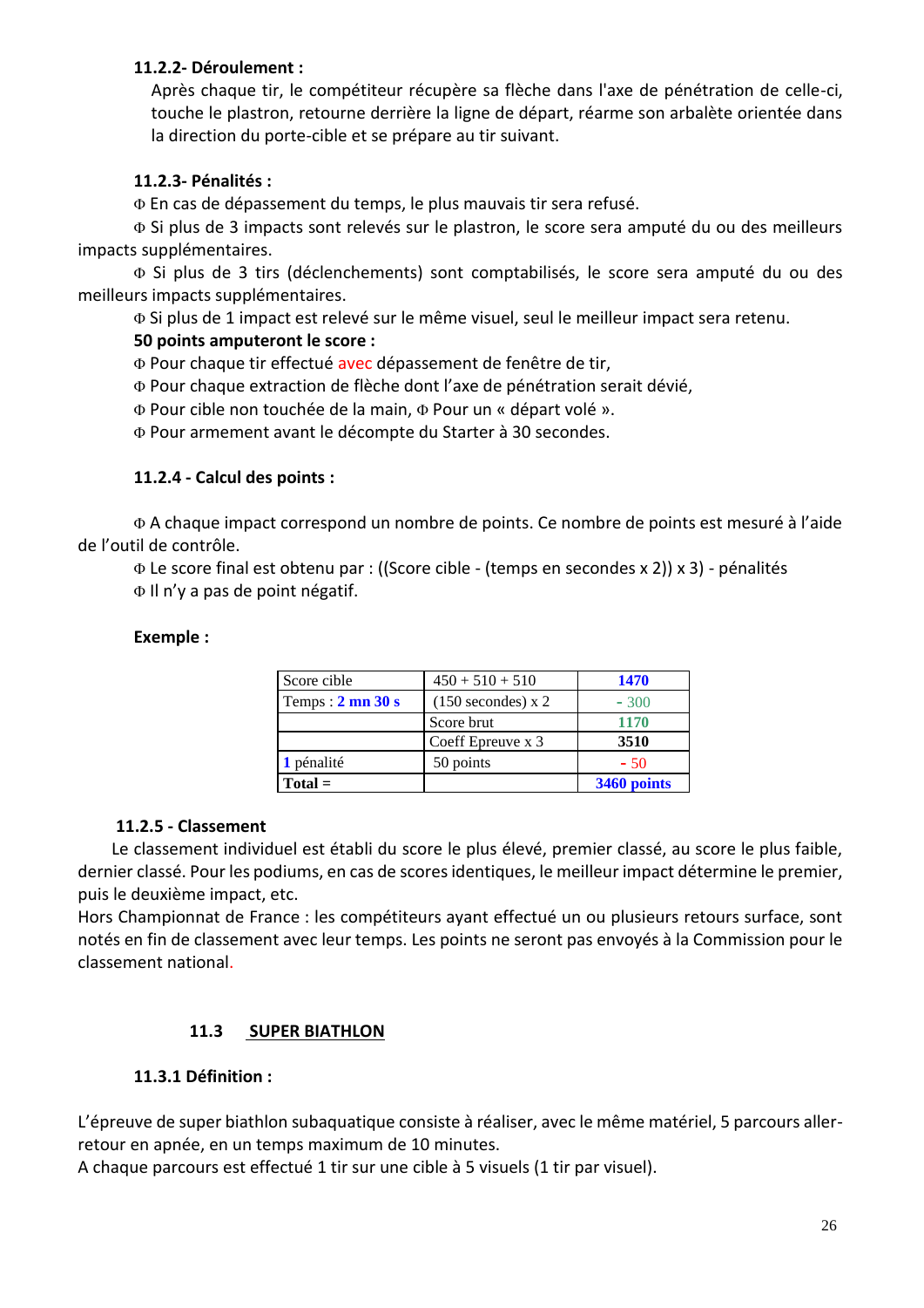#### 11.2.2- Déroulement :

Après chaque tir, le compétiteur récupère sa flèche dans l'axe de pénétration de celle-ci, touche le plastron, retourne derrière la ligne de départ, réarme son arbalète orientée dans la direction du porte-cible et se prépare au tir suivant.

#### 11.2.3- Pénalités :

Φ En cas de dépassement du temps, le plus mauvais tir sera refusé.

Φ Si plus de 3 impacts sont relevés sur le plastron, le score sera amputé du ou des meilleurs impacts supplémentaires.

Φ Si plus de 3 tirs (déclenchements) sont comptabilisés, le score sera amputé du ou des meilleurs impacts supplémentaires.

Φ Si plus de 1 impact est relevé sur le même visuel, seul le meilleur impact sera retenu.

**50 points ampouteront le score :**

Φ Pour chaque tir effectué avec dépassement de fenêtre de tir,

Φ Pour chaque extraction de flèche dont l'axe de pénétration serait dévié,

Φ Pour cible non touchée de la main, Φ Pour un « départ volé ».

Φ Pour armement avant le décompte du Starter à 30 secondes.

#### 11.2.4 - Calcul des points :

Φ A chaque impact correspond un nombre de points. Ce nombre de points est mesuré à l'aide de l'outil de contrôle.

Φ Le score final est obtenu par : ((Score cible - (temps en secondes x 2)) x 3) - pénalités

Φ Il n'y a pas de point négatif.

**Exemple :**

| Score cible | 450 + 510 + 510 | **1470** |
|---|---|---|
| Temps : **2 mn 30 s** | (150 secondes) x 2 | - 300 |
| | Score brut | **1170** |
| | Coeff Epreuve x 3 | **3510** |
| **1** pénalité | 50 points | - 50 |
| **Total =** | | **3460 points** |

#### 11.2.5 - Classement

Le classement individuel est établi du score le plus élevé, premier classé, au score le plus faible, dernier classé. Pour les podiums, en cas de scores identiques, le meilleur impact détermine le premier, puis le deuxième impact, etc.

Hors Championnat de France : les compétiteurs ayant effectué un ou plusieurs retours surface, sont notés en fin de classement avec leur temps. Les points ne seront pas envoyés à la Commission pour le classement national.

### 11.3 SUPER BIATHLON

#### 11.3.1 Définition :

L'épreuve de super biathlon subaquatique consiste à réaliser, avec le même matériel, 5 parcours aller-retour en apnée, en un temps maximum de 10 minutes.

A chaque parcours est effectué 1 tir sur une cible à 5 visuels (1 tir par visuel).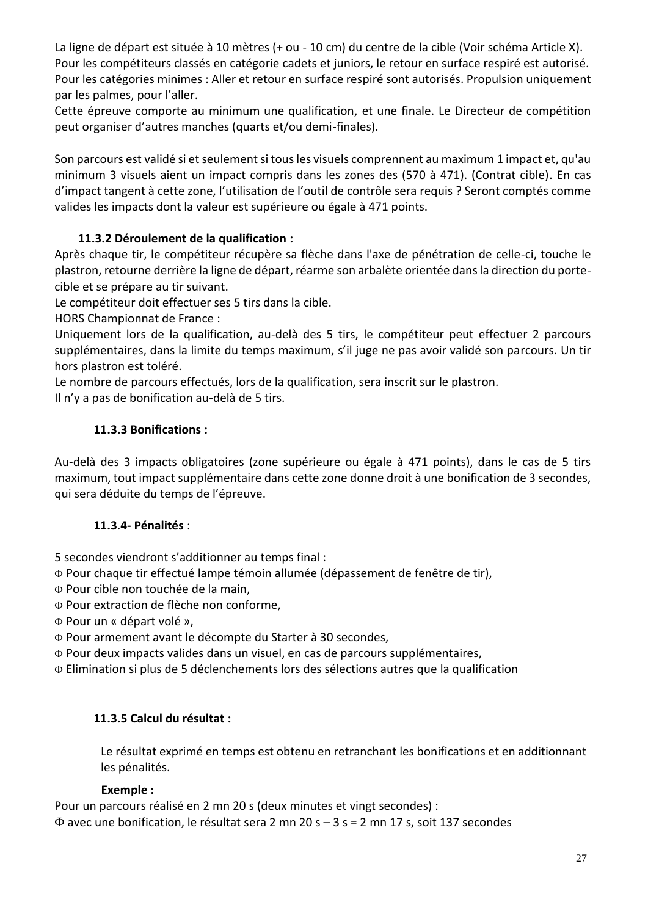La ligne de départ est située à 10 mètres (+ ou - 10 cm) du centre de la cible (Voir schéma Article X).
Pour les compétiteurs classés en catégorie cadets et juniors, le retour en surface respiré est autorisé.
Pour les catégories minimes : Aller et retour en surface respiré sont autorisés. Propulsion uniquement par les palmes, pour l'aller.
Cette épreuve comporte au minimum une qualification, et une finale. Le Directeur de compétition peut organiser d'autres manches (quarts et/ou demi-finales).

Son parcours est validé si et seulement si tous les visuels comprennent au maximum 1 impact et, qu'au minimum 3 visuels aient un impact compris dans les zones des (570 à 471). (Contrat cible). En cas d'impact tangent à cette zone, l'utilisation de l'outil de contrôle sera requis ? Seront comptés comme valides les impacts dont la valeur est supérieure ou égale à 471 points.

### 11.3.2 Déroulement de la qualification :

Après chaque tir, le compétiteur récupère sa flèche dans l'axe de pénétration de celle-ci, touche le plastron, retourne derrière la ligne de départ, réarme son arbalète orientée dans la direction du porte-cible et se prépare au tir suivant.
Le compétiteur doit effectuer ses 5 tirs dans la cible.
HORS Championnat de France :
Uniquement lors de la qualification, au-delà des 5 tirs, le compétiteur peut effectuer 2 parcours supplémentaires, dans la limite du temps maximum, s'il juge ne pas avoir validé son parcours. Un tir hors plastron est toléré.
Le nombre de parcours effectués, lors de la qualification, sera inscrit sur le plastron.
Il n'y a pas de bonification au-delà de 5 tirs.

### 11.3.3 Bonifications :

Au-delà des 3 impacts obligatoires (zone supérieure ou égale à 471 points), dans le cas de 5 tirs maximum, tout impact supplémentaire dans cette zone donne droit à une bonification de 3 secondes, qui sera déduite du temps de l'épreuve.

### 11.3.4- Pénalités :

5 secondes viendront s'additionner au temps final :

- Pour chaque tir effectué lampe témoin allumée (dépassement de fenêtre de tir),
- Pour cible non touchée de la main,
- Pour extraction de flèche non conforme,
- Pour un « départ volé »,
- Pour armement avant le décompte du Starter à 30 secondes,
- Pour deux impacts valides dans un visuel, en cas de parcours supplémentaires,
- Elimination si plus de 5 déclenchements lors des sélections autres que la qualification

### 11.3.5 Calcul du résultat :

Le résultat exprimé en temps est obtenu en retranchant les bonifications et en additionnant les pénalités.

**Exemple :**

Pour un parcours réalisé en 2 mn 20 s (deux minutes et vingt secondes) :

- avec une bonification, le résultat sera 2 mn 20 s – 3 s = 2 mn 17 s, soit 137 secondes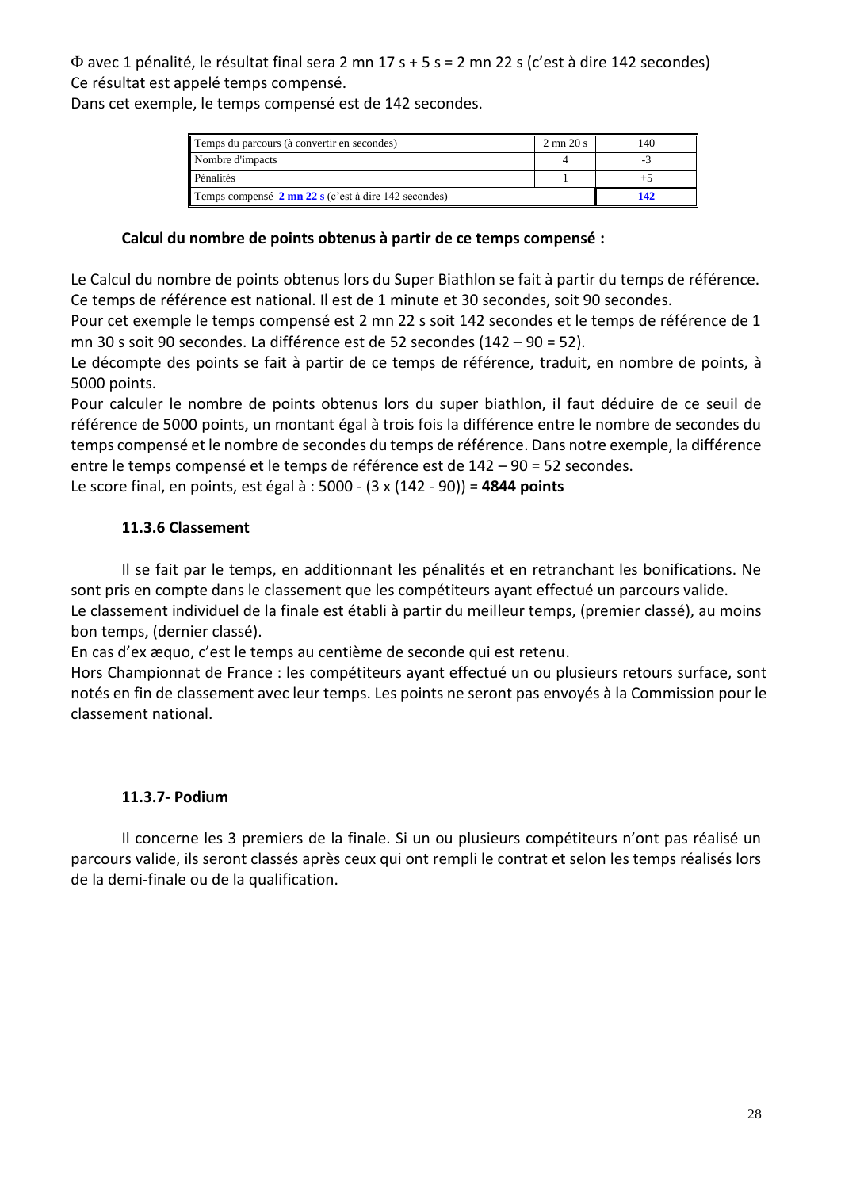Φ avec 1 pénalité, le résultat final sera 2 mn 17 s + 5 s = 2 mn 22 s (c'est à dire 142 secondes)
Ce résultat est appelé temps compensé.
Dans cet exemple, le temps compensé est de 142 secondes.

| Temps du parcours (à convertir en secondes) | 2 mn 20 s | 140 |
|---|---|---|
| Nombre d'impacts | 4 | -3 |
| Pénalités | 1 | +5 |
| Temps compensé **2 mn 22 s** (c'est à dire 142 secondes) | | **142** |

**Calcul du nombre de points obtenus à partir de ce temps compensé :**

Le Calcul du nombre de points obtenus lors du Super Biathlon se fait à partir du temps de référence. Ce temps de référence est national. Il est de 1 minute et 30 secondes, soit 90 secondes.
Pour cet exemple le temps compensé est 2 mn 22 s soit 142 secondes et le temps de référence de 1 mn 30 s soit 90 secondes. La différence est de 52 secondes (142 – 90 = 52).
Le décompte des points se fait à partir de ce temps de référence, traduit, en nombre de points, à 5000 points.
Pour calculer le nombre de points obtenus lors du super biathlon, il faut déduire de ce seuil de référence de 5000 points, un montant égal à trois fois la différence entre le nombre de secondes du temps compensé et le nombre de secondes du temps de référence. Dans notre exemple, la différence entre le temps compensé et le temps de référence est de 142 – 90 = 52 secondes.
Le score final, en points, est égal à : 5000 - (3 x (142 - 90)) = **4844 points**

### 11.3.6 Classement

Il se fait par le temps, en additionnant les pénalités et en retranchant les bonifications. Ne sont pris en compte dans le classement que les compétiteurs ayant effectué un parcours valide.
Le classement individuel de la finale est établi à partir du meilleur temps, (premier classé), au moins bon temps, (dernier classé).
En cas d'ex æquo, c'est le temps au centième de seconde qui est retenu.
Hors Championnat de France : les compétiteurs ayant effectué un ou plusieurs retours surface, sont notés en fin de classement avec leur temps. Les points ne seront pas envoyés à la Commission pour le classement national.

### 11.3.7- Podium

Il concerne les 3 premiers de la finale. Si un ou plusieurs compétiteurs n'ont pas réalisé un parcours valide, ils seront classés après ceux qui ont rempli le contrat et selon les temps réalisés lors de la demi-finale ou de la qualification.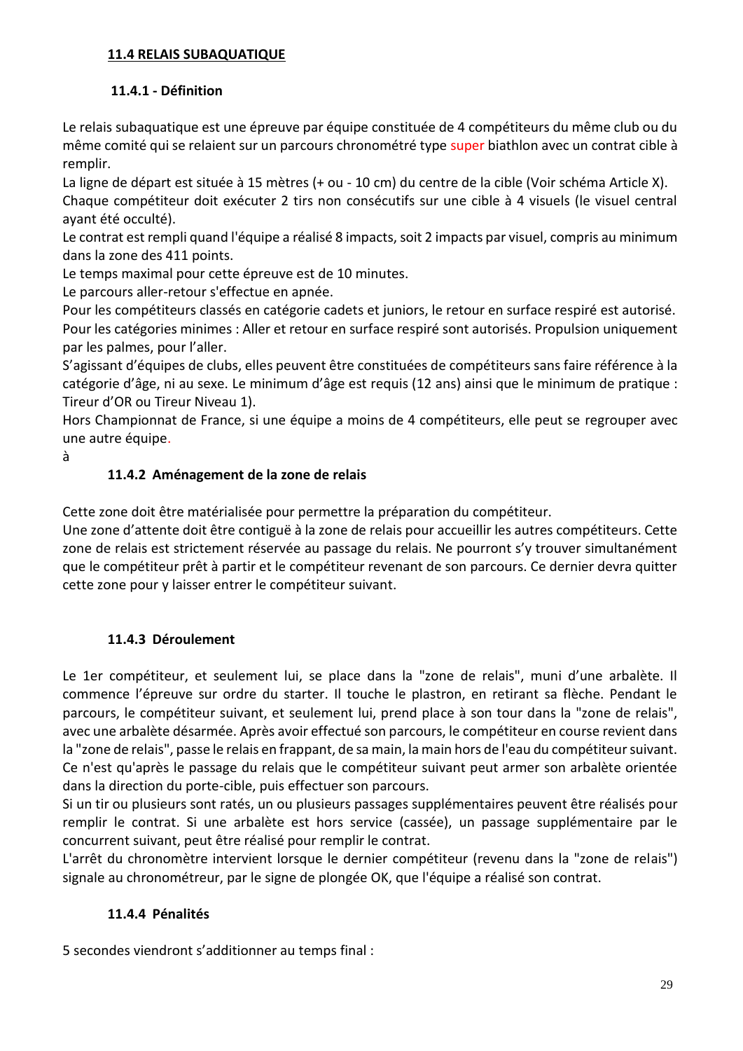## 11.4 RELAIS SUBAQUATIQUE

### 11.4.1 - Définition

Le relais subaquatique est une épreuve par équipe constituée de 4 compétiteurs du même club ou du même comité qui se relaient sur un parcours chronométré type super biathlon avec un contrat cible à remplir.

La ligne de départ est située à 15 mètres (+ ou - 10 cm) du centre de la cible (Voir schéma Article X).

Chaque compétiteur doit exécuter 2 tirs non consécutifs sur une cible à 4 visuels (le visuel central ayant été occulté).

Le contrat est rempli quand l'équipe a réalisé 8 impacts, soit 2 impacts par visuel, compris au minimum dans la zone des 411 points.

Le temps maximal pour cette épreuve est de 10 minutes.

Le parcours aller-retour s'effectue en apnée.

Pour les compétiteurs classés en catégorie cadets et juniors, le retour en surface respiré est autorisé.

Pour les catégories minimes : Aller et retour en surface respiré sont autorisés. Propulsion uniquement par les palmes, pour l'aller.

S'agissant d'équipes de clubs, elles peuvent être constituées de compétiteurs sans faire référence à la catégorie d'âge, ni au sexe. Le minimum d'âge est requis (12 ans) ainsi que le minimum de pratique : Tireur d'OR ou Tireur Niveau 1).

Hors Championnat de France, si une équipe a moins de 4 compétiteurs, elle peut se regrouper avec une autre équipe.

à

### 11.4.2 Aménagement de la zone de relais

Cette zone doit être matérialisée pour permettre la préparation du compétiteur.

Une zone d'attente doit être contiguë à la zone de relais pour accueillir les autres compétiteurs. Cette zone de relais est strictement réservée au passage du relais. Ne pourront s'y trouver simultanément que le compétiteur prêt à partir et le compétiteur revenant de son parcours. Ce dernier devra quitter cette zone pour y laisser entrer le compétiteur suivant.

### 11.4.3 Déroulement

Le 1er compétiteur, et seulement lui, se place dans la "zone de relais", muni d'une arbalète. Il commence l'épreuve sur ordre du starter. Il touche le plastron, en retirant sa flèche. Pendant le parcours, le compétiteur suivant, et seulement lui, prend place à son tour dans la "zone de relais", avec une arbalète désarmée. Après avoir effectué son parcours, le compétiteur en course revient dans la "zone de relais", passe le relais en frappant, de sa main, la main hors de l'eau du compétiteur suivant. Ce n'est qu'après le passage du relais que le compétiteur suivant peut armer son arbalète orientée dans la direction du porte-cible, puis effectuer son parcours.

Si un tir ou plusieurs sont ratés, un ou plusieurs passages supplémentaires peuvent être réalisés pour remplir le contrat. Si une arbalète est hors service (cassée), un passage supplémentaire par le concurrent suivant, peut être réalisé pour remplir le contrat.

L'arrêt du chronomètre intervient lorsque le dernier compétiteur (revenu dans la "zone de relais") signale au chronométreur, par le signe de plongée OK, que l'équipe a réalisé son contrat.

### 11.4.4 Pénalités

5 secondes viendront s'additionner au temps final :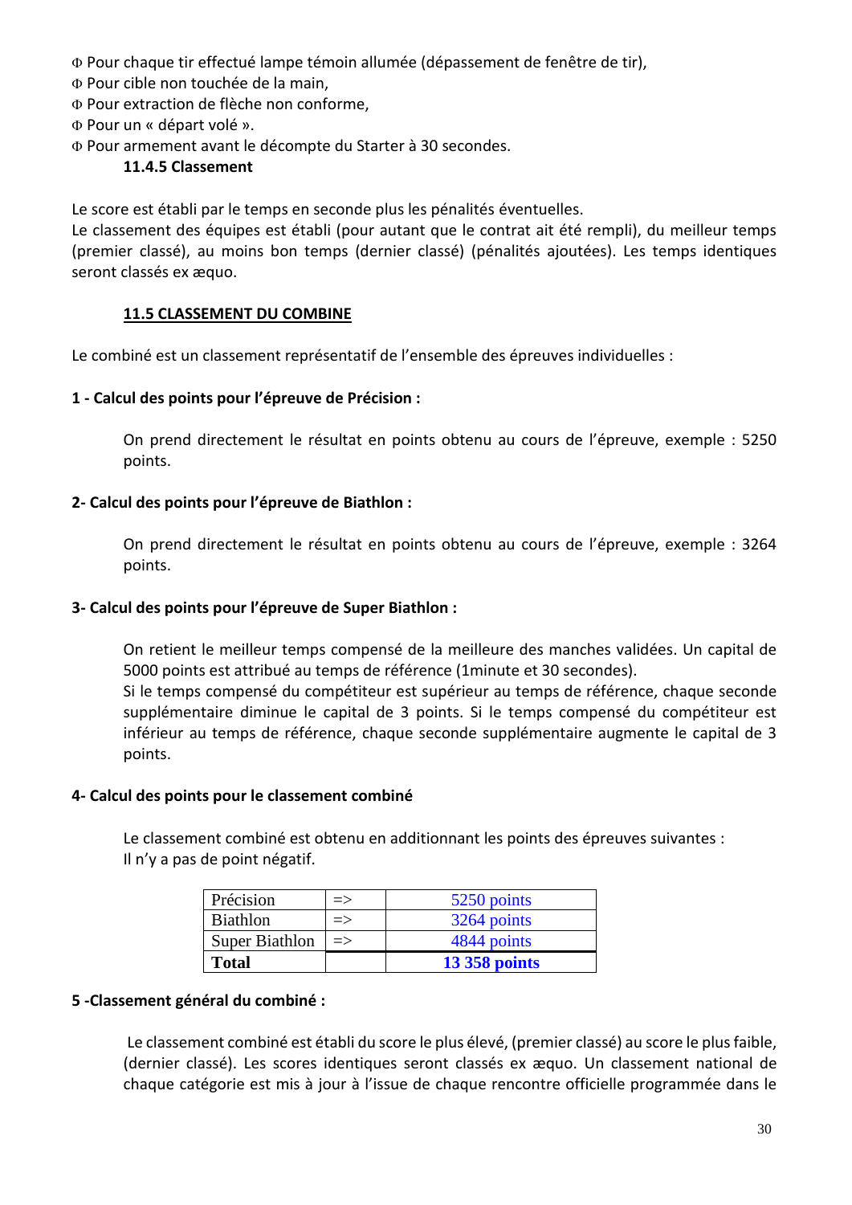- Pour chaque tir effectué lampe témoin allumée (dépassement de fenêtre de tir),
- Pour cible non touchée de la main,
- Pour extraction de flèche non conforme,
- Pour un « départ volé ».
- Pour armement avant le décompte du Starter à 30 secondes.

#### 11.4.5 Classement

Le score est établi par le temps en seconde plus les pénalités éventuelles.
Le classement des équipes est établi (pour autant que le contrat ait été rempli), du meilleur temps (premier classé), au moins bon temps (dernier classé) (pénalités ajoutées). Les temps identiques seront classés ex æquo.

### 11.5 CLASSEMENT DU COMBINE

Le combiné est un classement représentatif de l'ensemble des épreuves individuelles :

**1 - Calcul des points pour l'épreuve de Précision :**

On prend directement le résultat en points obtenu au cours de l'épreuve, exemple : 5250 points.

**2- Calcul des points pour l'épreuve de Biathlon :**

On prend directement le résultat en points obtenu au cours de l'épreuve, exemple : 3264 points.

**3- Calcul des points pour l'épreuve de Super Biathlon :**

On retient le meilleur temps compensé de la meilleure des manches validées. Un capital de 5000 points est attribué au temps de référence (1minute et 30 secondes).
Si le temps compensé du compétiteur est supérieur au temps de référence, chaque seconde supplémentaire diminue le capital de 3 points. Si le temps compensé du compétiteur est inférieur au temps de référence, chaque seconde supplémentaire augmente le capital de 3 points.

**4- Calcul des points pour le classement combiné**

Le classement combiné est obtenu en additionnant les points des épreuves suivantes :
Il n'y a pas de point négatif.

| Précision | => | 5250 points |
|---|---|---|
| Biathlon | => | 3264 points |
| Super Biathlon | => | 4844 points |
| **Total** | | **13 358 points** |

**5 -Classement général du combiné :**

Le classement combiné est établi du score le plus élevé, (premier classé) au score le plus faible, (dernier classé). Les scores identiques seront classés ex æquo. Un classement national de chaque catégorie est mis à jour à l'issue de chaque rencontre officielle programmée dans le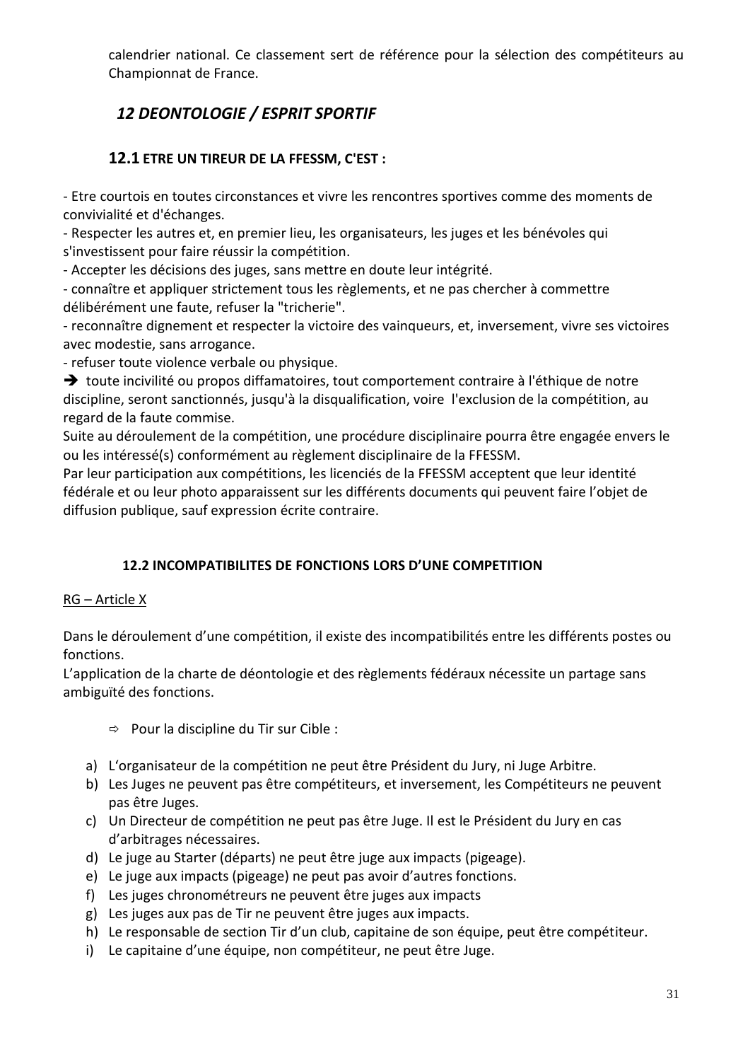calendrier national. Ce classement sert de référence pour la sélection des compétiteurs au Championnat de France.

## *12 DEONTOLOGIE / ESPRIT SPORTIF*

### 12.1 ETRE UN TIREUR DE LA FFESSM, C'EST :

- Etre courtois en toutes circonstances et vivre les rencontres sportives comme des moments de convivialité et d'échanges.
- Respecter les autres et, en premier lieu, les organisateurs, les juges et les bénévoles qui s'investissent pour faire réussir la compétition.
- Accepter les décisions des juges, sans mettre en doute leur intégrité.
- connaître et appliquer strictement tous les règlements, et ne pas chercher à commettre délibérément une faute, refuser la "tricherie".
- reconnaître dignement et respecter la victoire des vainqueurs, et, inversement, vivre ses victoires avec modestie, sans arrogance.
- refuser toute violence verbale ou physique.

➔ toute incivilité ou propos diffamatoires, tout comportement contraire à l'éthique de notre discipline, seront sanctionnés, jusqu'à la disqualification, voire l'exclusion de la compétition, au regard de la faute commise.

Suite au déroulement de la compétition, une procédure disciplinaire pourra être engagée envers le ou les intéressé(s) conformément au règlement disciplinaire de la FFESSM.

Par leur participation aux compétitions, les licenciés de la FFESSM acceptent que leur identité fédérale et ou leur photo apparaissent sur les différents documents qui peuvent faire l'objet de diffusion publique, sauf expression écrite contraire.

### 12.2 INCOMPATIBILITES DE FONCTIONS LORS D'UNE COMPETITION

RG – Article X

Dans le déroulement d'une compétition, il existe des incompatibilités entre les différents postes ou fonctions.

L'application de la charte de déontologie et des règlements fédéraux nécessite un partage sans ambiguïté des fonctions.

⇨ Pour la discipline du Tir sur Cible :

a) L'organisateur de la compétition ne peut être Président du Jury, ni Juge Arbitre.
b) Les Juges ne peuvent pas être compétiteurs, et inversement, les Compétiteurs ne peuvent pas être Juges.
c) Un Directeur de compétition ne peut pas être Juge. Il est le Président du Jury en cas d'arbitrages nécessaires.
d) Le juge au Starter (départs) ne peut être juge aux impacts (pigeage).
e) Le juge aux impacts (pigeage) ne peut pas avoir d'autres fonctions.
f) Les juges chronométreurs ne peuvent être juges aux impacts
g) Les juges aux pas de Tir ne peuvent être juges aux impacts.
h) Le responsable de section Tir d'un club, capitaine de son équipe, peut être compétiteur.
i) Le capitaine d'une équipe, non compétiteur, ne peut être Juge.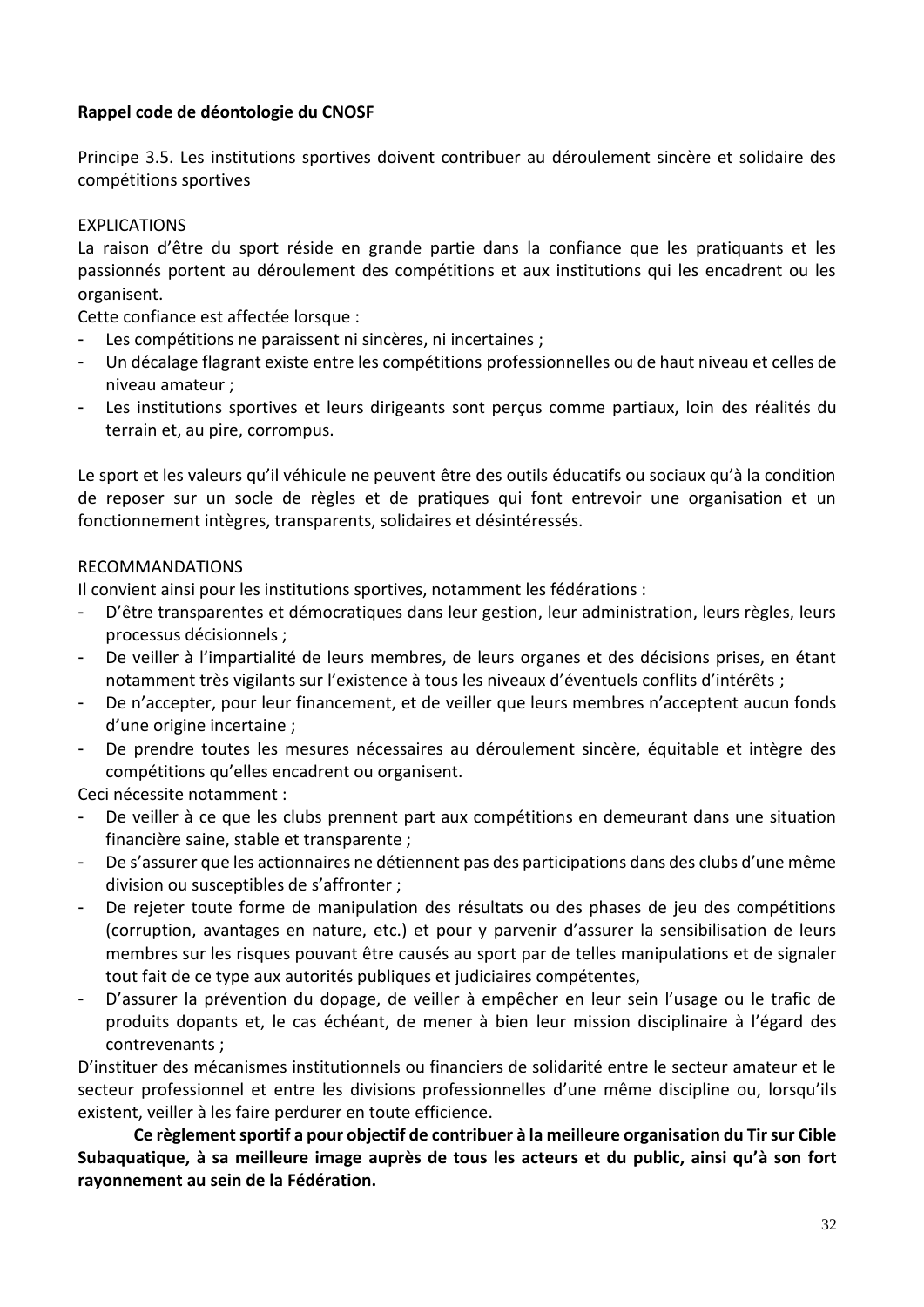**Rappel code de déontologie du CNOSF**

Principe 3.5. Les institutions sportives doivent contribuer au déroulement sincère et solidaire des compétitions sportives

EXPLICATIONS

La raison d'être du sport réside en grande partie dans la confiance que les pratiquants et les passionnés portent au déroulement des compétitions et aux institutions qui les encadrent ou les organisent.

Cette confiance est affectée lorsque :

- Les compétitions ne paraissent ni sincères, ni incertaines ;
- Un décalage flagrant existe entre les compétitions professionnelles ou de haut niveau et celles de niveau amateur ;
- Les institutions sportives et leurs dirigeants sont perçus comme partiaux, loin des réalités du terrain et, au pire, corrompus.

Le sport et les valeurs qu'il véhicule ne peuvent être des outils éducatifs ou sociaux qu'à la condition de reposer sur un socle de règles et de pratiques qui font entrevoir une organisation et un fonctionnement intègres, transparents, solidaires et désintéressés.

RECOMMANDATIONS

Il convient ainsi pour les institutions sportives, notamment les fédérations :

- D'être transparentes et démocratiques dans leur gestion, leur administration, leurs règles, leurs processus décisionnels ;
- De veiller à l'impartialité de leurs membres, de leurs organes et des décisions prises, en étant notamment très vigilants sur l'existence à tous les niveaux d'éventuels conflits d'intérêts ;
- De n'accepter, pour leur financement, et de veiller que leurs membres n'acceptent aucun fonds d'une origine incertaine ;
- De prendre toutes les mesures nécessaires au déroulement sincère, équitable et intègre des compétitions qu'elles encadrent ou organisent.

Ceci nécessite notamment :

- De veiller à ce que les clubs prennent part aux compétitions en demeurant dans une situation financière saine, stable et transparente ;
- De s'assurer que les actionnaires ne détiennent pas des participations dans des clubs d'une même division ou susceptibles de s'affronter ;
- De rejeter toute forme de manipulation des résultats ou des phases de jeu des compétitions (corruption, avantages en nature, etc.) et pour y parvenir d'assurer la sensibilisation de leurs membres sur les risques pouvant être causés au sport par de telles manipulations et de signaler tout fait de ce type aux autorités publiques et judiciaires compétentes,
- D'assurer la prévention du dopage, de veiller à empêcher en leur sein l'usage ou le trafic de produits dopants et, le cas échéant, de mener à bien leur mission disciplinaire à l'égard des contrevenants ;

D'instituer des mécanismes institutionnels ou financiers de solidarité entre le secteur amateur et le secteur professionnel et entre les divisions professionnelles d'une même discipline ou, lorsqu'ils existent, veiller à les faire perdurer en toute efficience.

**Ce règlement sportif a pour objectif de contribuer à la meilleure organisation du Tir sur Cible Subaquatique, à sa meilleure image auprès de tous les acteurs et du public, ainsi qu'à son fort rayonnement au sein de la Fédération.**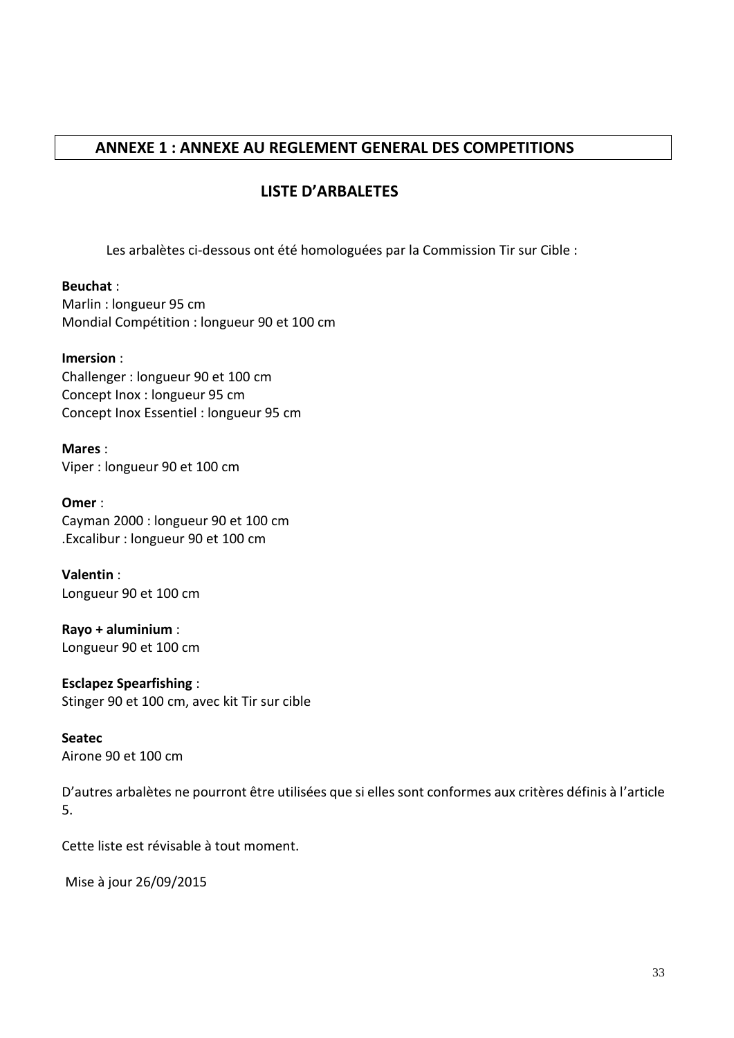## ANNEXE 1 : ANNEXE AU REGLEMENT GENERAL DES COMPETITIONS

### LISTE D'ARBALETES

Les arbalètes ci-dessous ont été homologuées par la Commission Tir sur Cible :

**Beuchat** :
Marlin : longueur 95 cm
Mondial Compétition : longueur 90 et 100 cm

**Imersion** :
Challenger : longueur 90 et 100 cm
Concept Inox : longueur 95 cm
Concept Inox Essentiel : longueur 95 cm

**Mares** :
Viper : longueur 90 et 100 cm

**Omer** :
Cayman 2000 : longueur 90 et 100 cm
.Excalibur : longueur 90 et 100 cm

**Valentin** :
Longueur 90 et 100 cm

**Rayo + aluminium** :
Longueur 90 et 100 cm

**Esclapez Spearfishing** :
Stinger 90 et 100 cm, avec kit Tir sur cible

**Seatec**
Airone 90 et 100 cm

D'autres arbalètes ne pourront être utilisées que si elles sont conformes aux critères définis à l'article 5.

Cette liste est révisable à tout moment.

Mise à jour 26/09/2015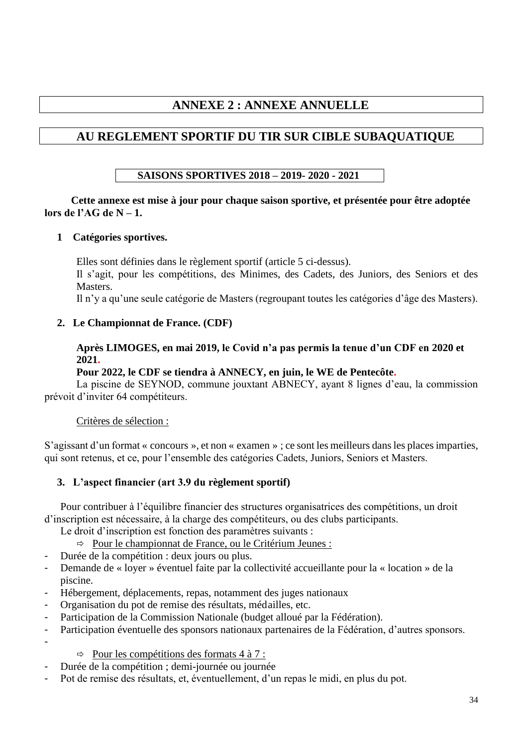# ANNEXE 2 : ANNEXE ANNUELLE

# AU REGLEMENT SPORTIF DU TIR SUR CIBLE SUBAQUATIQUE

**SAISONS SPORTIVES 2018 – 2019- 2020 - 2021**

**Cette annexe est mise à jour pour chaque saison sportive, et présentée pour être adoptée lors de l'AG de N – 1.**

## 1 Catégories sportives.

Elles sont définies dans le règlement sportif (article 5 ci-dessus).

Il s'agit, pour les compétitions, des Minimes, des Cadets, des Juniors, des Seniors et des Masters.

Il n'y a qu'une seule catégorie de Masters (regroupant toutes les catégories d'âge des Masters).

## 2. Le Championnat de France. (CDF)

**Après LIMOGES, en mai 2019, le Covid n'a pas permis la tenue d'un CDF en 2020 et 2021.**

**Pour 2022, le CDF se tiendra à ANNECY, en juin, le WE de Pentecôte.**

La piscine de SEYNOD, commune jouxtant ABNECY, ayant 8 lignes d'eau, la commission prévoit d'inviter 64 compétiteurs.

Critères de sélection :

S'agissant d'un format « concours », et non « examen » ; ce sont les meilleurs dans les places imparties, qui sont retenus, et ce, pour l'ensemble des catégories Cadets, Juniors, Seniors et Masters.

## 3. L'aspect financier (art 3.9 du règlement sportif)

Pour contribuer à l'équilibre financier des structures organisatrices des compétitions, un droit d'inscription est nécessaire, à la charge des compétiteurs, ou des clubs participants.

Le droit d'inscription est fonction des paramètres suivants :

⇨ Pour le championnat de France, ou le Critérium Jeunes :

- Durée de la compétition : deux jours ou plus.
- Demande de « loyer » éventuel faite par la collectivité accueillante pour la « location » de la piscine.
- Hébergement, déplacements, repas, notamment des juges nationaux
- Organisation du pot de remise des résultats, médailles, etc.
- Participation de la Commission Nationale (budget alloué par la Fédération).
- Participation éventuelle des sponsors nationaux partenaires de la Fédération, d'autres sponsors.
-

⇨ Pour les compétitions des formats 4 à 7 :

- Durée de la compétition ; demi-journée ou journée
- Pot de remise des résultats, et, éventuellement, d'un repas le midi, en plus du pot.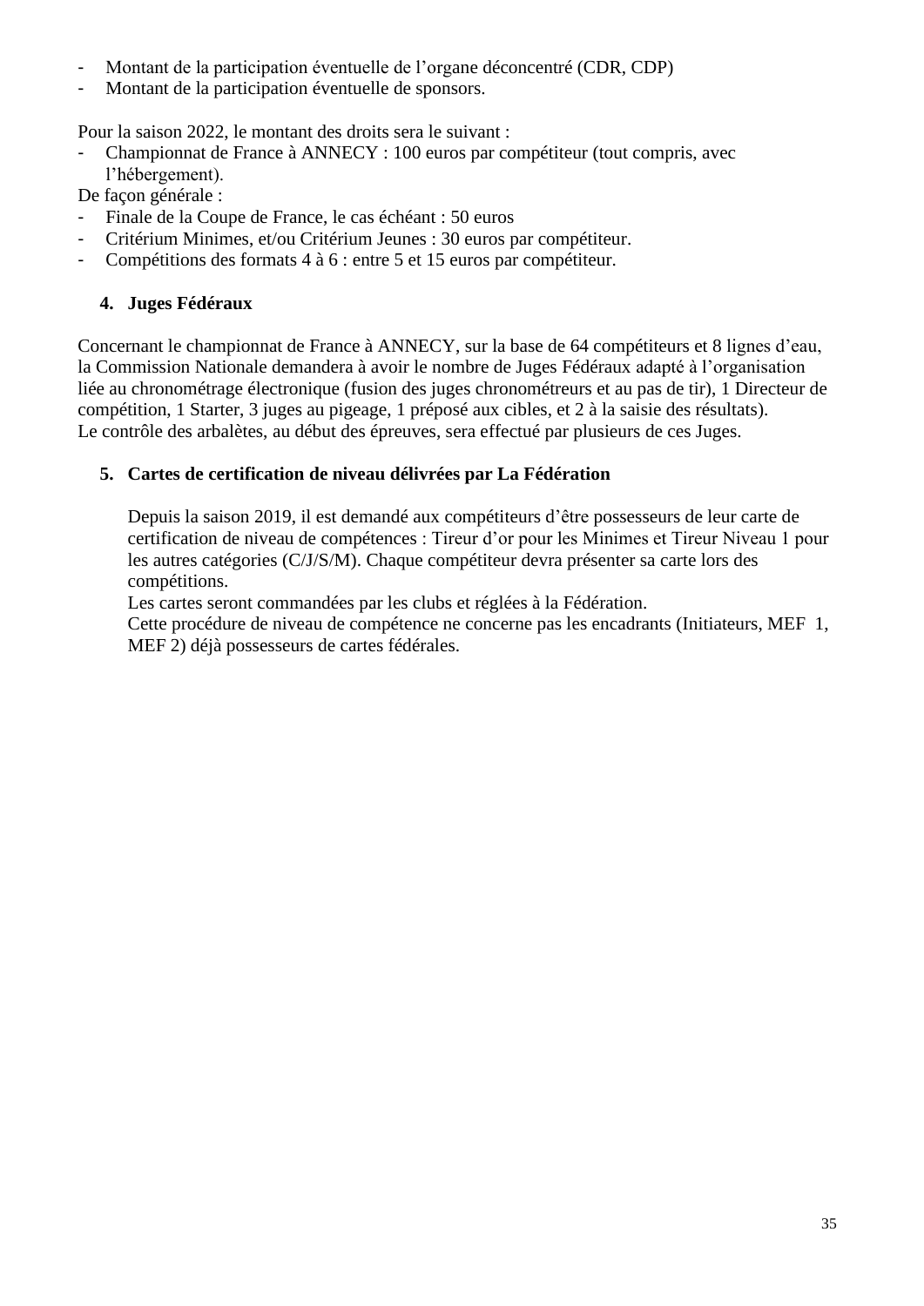- Montant de la participation éventuelle de l'organe déconcentré (CDR, CDP)
- Montant de la participation éventuelle de sponsors.

Pour la saison 2022, le montant des droits sera le suivant :

- Championnat de France à ANNECY : 100 euros par compétiteur (tout compris, avec l'hébergement).

De façon générale :

- Finale de la Coupe de France, le cas échéant : 50 euros
- Critérium Minimes, et/ou Critérium Jeunes : 30 euros par compétiteur.
- Compétitions des formats 4 à 6 : entre 5 et 15 euros par compétiteur.

## 4. Juges Fédéraux

Concernant le championnat de France à ANNECY, sur la base de 64 compétiteurs et 8 lignes d'eau, la Commission Nationale demandera à avoir le nombre de Juges Fédéraux adapté à l'organisation liée au chronométrage électronique (fusion des juges chronométreurs et au pas de tir), 1 Directeur de compétition, 1 Starter, 3 juges au pigeage, 1 préposé aux cibles, et 2 à la saisie des résultats).
Le contrôle des arbalètes, au début des épreuves, sera effectué par plusieurs de ces Juges.

## 5. Cartes de certification de niveau délivrées par La Fédération

Depuis la saison 2019, il est demandé aux compétiteurs d'être possesseurs de leur carte de certification de niveau de compétences : Tireur d'or pour les Minimes et Tireur Niveau 1 pour les autres catégories (C/J/S/M). Chaque compétiteur devra présenter sa carte lors des compétitions.
Les cartes seront commandées par les clubs et réglées à la Fédération.
Cette procédure de niveau de compétence ne concerne pas les encadrants (Initiateurs, MEF 1, MEF 2) déjà possesseurs de cartes fédérales.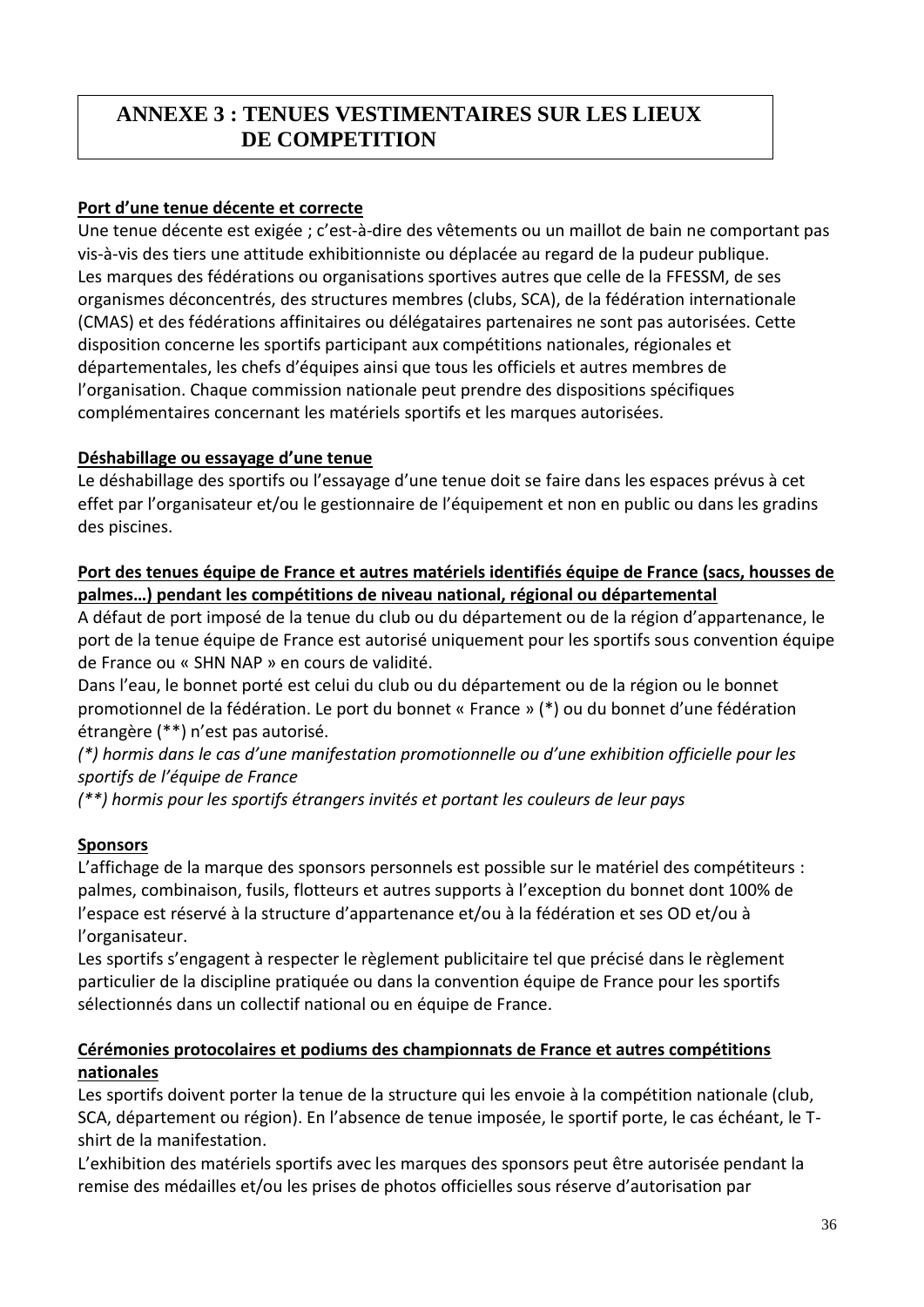# ANNEXE 3 : TENUES VESTIMENTAIRES SUR LES LIEUX DE COMPETITION

**Port d'une tenue décente et correcte**

Une tenue décente est exigée ; c'est-à-dire des vêtements ou un maillot de bain ne comportant pas vis-à-vis des tiers une attitude exhibitionniste ou déplacée au regard de la pudeur publique.
Les marques des fédérations ou organisations sportives autres que celle de la FFESSM, de ses organismes déconcentrés, des structures membres (clubs, SCA), de la fédération internationale (CMAS) et des fédérations affinitaires ou délégataires partenaires ne sont pas autorisées. Cette disposition concerne les sportifs participant aux compétitions nationales, régionales et départementales, les chefs d'équipes ainsi que tous les officiels et autres membres de l'organisation. Chaque commission nationale peut prendre des dispositions spécifiques complémentaires concernant les matériels sportifs et les marques autorisées.

**Déshabillage ou essayage d'une tenue**

Le déshabillage des sportifs ou l'essayage d'une tenue doit se faire dans les espaces prévus à cet effet par l'organisateur et/ou le gestionnaire de l'équipement et non en public ou dans les gradins des piscines.

**Port des tenues équipe de France et autres matériels identifiés équipe de France (sacs, housses de palmes…) pendant les compétitions de niveau national, régional ou départemental**

A défaut de port imposé de la tenue du club ou du département ou de la région d'appartenance, le port de la tenue équipe de France est autorisé uniquement pour les sportifs sous convention équipe de France ou « SHN NAP » en cours de validité.
Dans l'eau, le bonnet porté est celui du club ou du département ou de la région ou le bonnet promotionnel de la fédération. Le port du bonnet « France » (*) ou du bonnet d'une fédération étrangère (**) n'est pas autorisé.
*(\*) hormis dans le cas d'une manifestation promotionnelle ou d'une exhibition officielle pour les sportifs de l'équipe de France*
*(\*\*) hormis pour les sportifs étrangers invités et portant les couleurs de leur pays*

**Sponsors**

L'affichage de la marque des sponsors personnels est possible sur le matériel des compétiteurs : palmes, combinaison, fusils, flotteurs et autres supports à l'exception du bonnet dont 100% de l'espace est réservé à la structure d'appartenance et/ou à la fédération et ses OD et/ou à l'organisateur.
Les sportifs s'engagent à respecter le règlement publicitaire tel que précisé dans le règlement particulier de la discipline pratiquée ou dans la convention équipe de France pour les sportifs sélectionnés dans un collectif national ou en équipe de France.

**Cérémonies protocolaires et podiums des championnats de France et autres compétitions nationales**

Les sportifs doivent porter la tenue de la structure qui les envoie à la compétition nationale (club, SCA, département ou région). En l'absence de tenue imposée, le sportif porte, le cas échéant, le T-shirt de la manifestation.
L'exhibition des matériels sportifs avec les marques des sponsors peut être autorisée pendant la remise des médailles et/ou les prises de photos officielles sous réserve d'autorisation par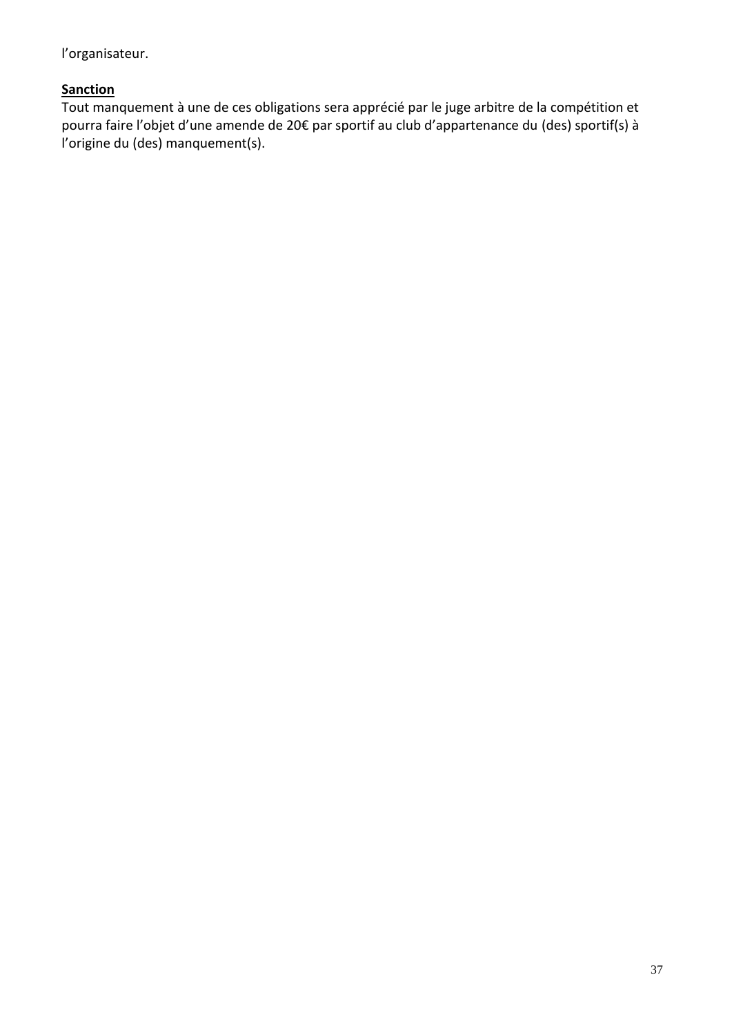l'organisateur.

**Sanction**

Tout manquement à une de ces obligations sera apprécié par le juge arbitre de la compétition et pourra faire l'objet d'une amende de 20€ par sportif au club d'appartenance du (des) sportif(s) à l'origine du (des) manquement(s).